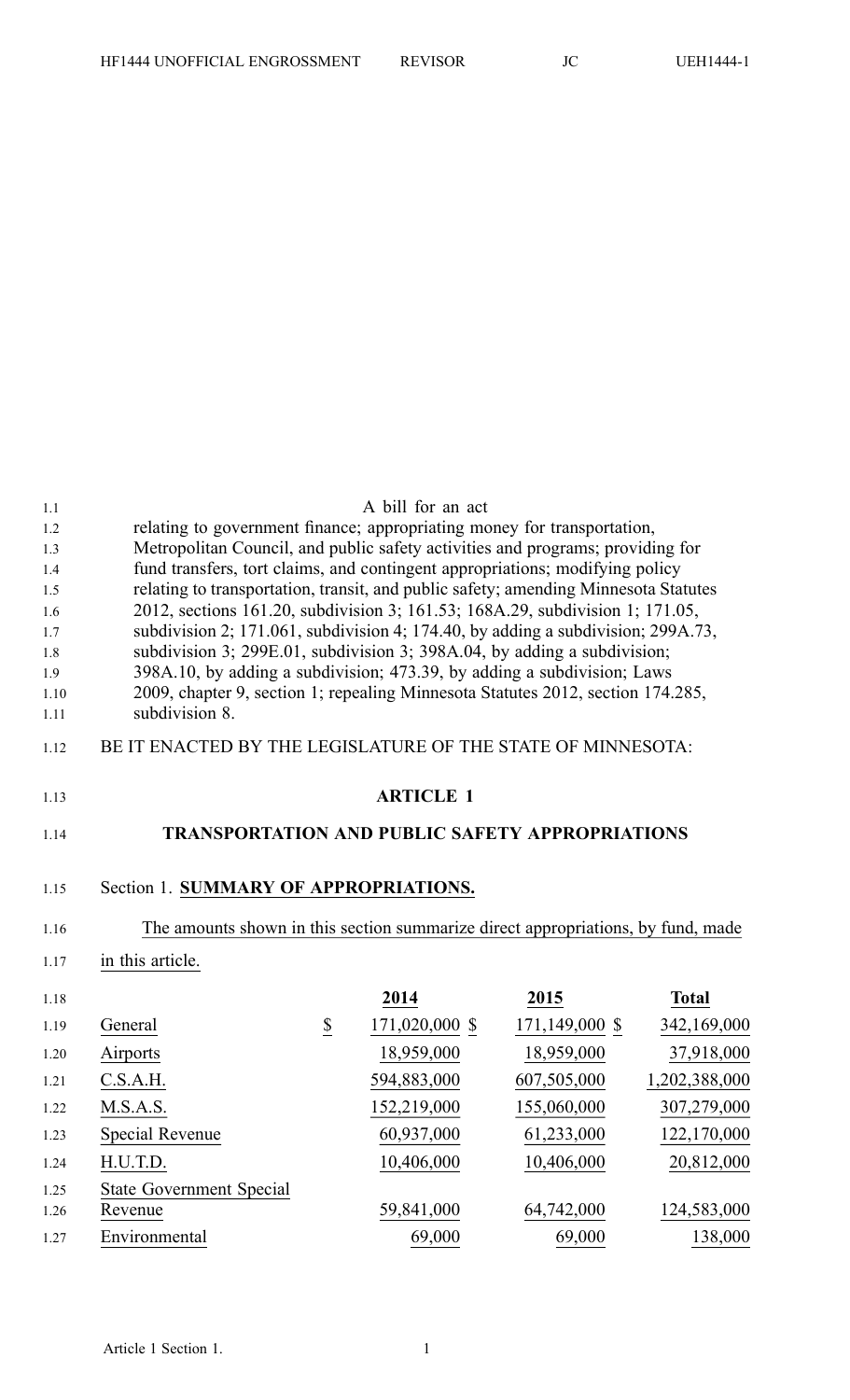A bill for an act

relating to government finance; appropriating money for transportation, Metropolitan Council, and public safety activities and programs; providing for fund transfers, tort claims, and contingent appropriations; modifying policy relating to transportation, transit, and public safety; amending Minnesota Statutes 2012, sections 161.20, subdivision 3; 161.53; 168A.29, subdivision 1; 171.05, subdivision 2; 171.061, subdivision 4; 174.40, by adding a subdivision; 299A.73, subdivision 3; 299E.01, subdivision 3; 398A.04, by adding a subdivision; 398A.10, by adding a subdivision; 473.39, by adding a subdivision; Laws 2009, chapter 9, section 1; repealing Minnesota Statutes 2012, section 174.285, subdivision 8.

BE IT ENACTED BY THE LEGISLATURE OF THE STATE OF MINNESOTA:

# ARTICLE 1

# TRANSPORTATION AND PUBLIC SAFETY APPROPRIATIONS

Section 1. **SUMMARY OF APPROPRIATIONS.**

The amounts shown in this section summarize direct appropriations, by fund, made in this article.

| | | 2014 | 2015 | Total |
|---|---|---|---|---|
| General | $ | 171,020,000 $ | 171,149,000 $ | 342,169,000 |
| Airports | | 18,959,000 | 18,959,000 | 37,918,000 |
| C.S.A.H. | | 594,883,000 | 607,505,000 | 1,202,388,000 |
| M.S.A.S. | | 152,219,000 | 155,060,000 | 307,279,000 |
| Special Revenue | | 60,937,000 | 61,233,000 | 122,170,000 |
| H.U.T.D. | | 10,406,000 | 10,406,000 | 20,812,000 |
| State Government Special Revenue | | 59,841,000 | 64,742,000 | 124,583,000 |
| Environmental | | 69,000 | 69,000 | 138,000 |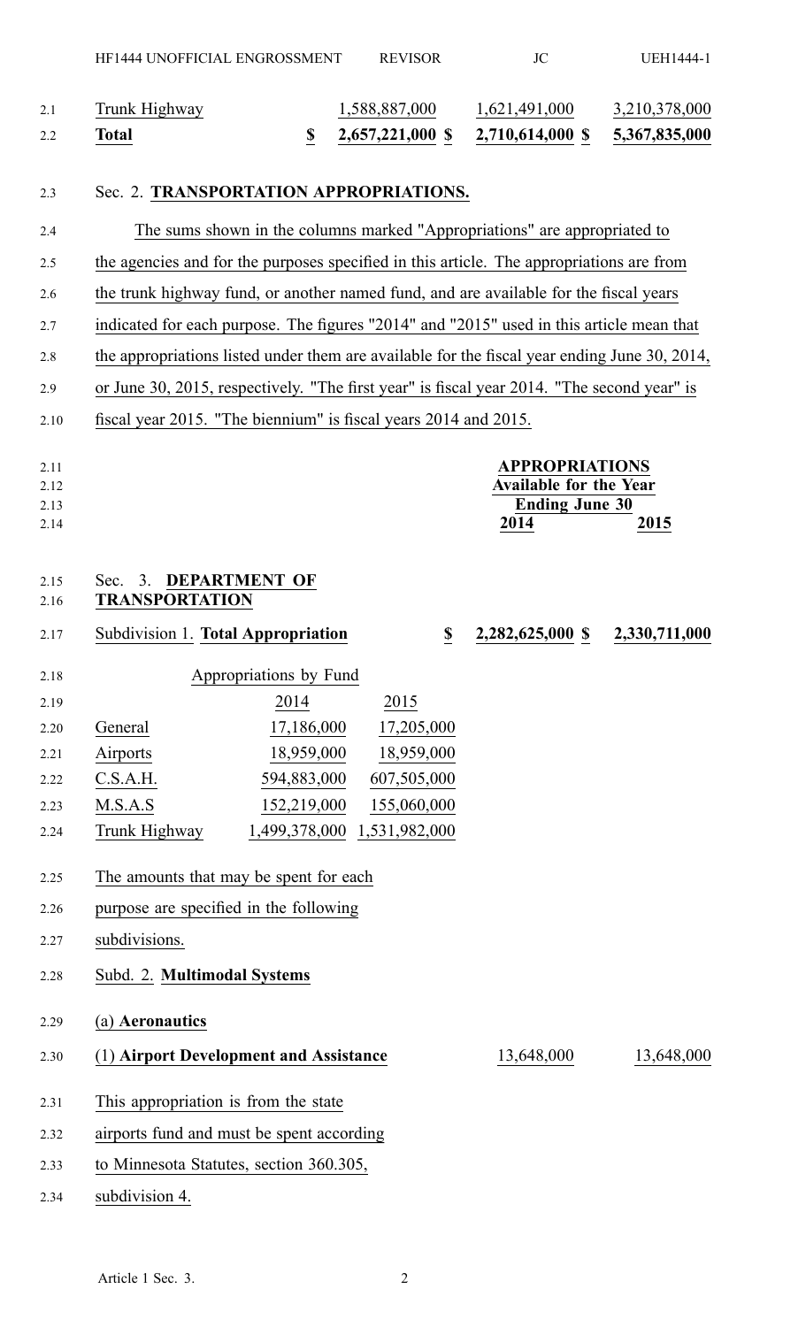| | | | |
|---|---|---|---|
| Trunk Highway | 1,588,887,000 | 1,621,491,000 | 3,210,378,000 |
| **Total** | **$ 2,657,221,000** | **$ 2,710,614,000** | **$ 5,367,835,000** |

Sec. 2. **TRANSPORTATION APPROPRIATIONS.**

The sums shown in the columns marked "Appropriations" are appropriated to the agencies and for the purposes specified in this article. The appropriations are from the trunk highway fund, or another named fund, and are available for the fiscal years indicated for each purpose. The figures "2014" and "2015" used in this article mean that the appropriations listed under them are available for the fiscal year ending June 30, 2014, or June 30, 2015, respectively. "The first year" is fiscal year 2014. "The second year" is fiscal year 2015. "The biennium" is fiscal years 2014 and 2015.

| | **APPROPRIATIONS Available for the Year Ending June 30** | |
|---|---|---|
| | **2014** | **2015** |

Sec. 3. **DEPARTMENT OF TRANSPORTATION**

| | | |
|---|---|---|
| Subdivision 1. **Total Appropriation** | **$ 2,282,625,000** | **$ 2,330,711,000** |

Appropriations by Fund

| | 2014 | 2015 |
|---|---|---|
| General | 17,186,000 | 17,205,000 |
| Airports | 18,959,000 | 18,959,000 |
| C.S.A.H. | 594,883,000 | 607,505,000 |
| M.S.A.S | 152,219,000 | 155,060,000 |
| Trunk Highway | 1,499,378,000 | 1,531,982,000 |

The amounts that may be spent for each purpose are specified in the following subdivisions.

Subd. 2. **Multimodal Systems**

(a) **Aeronautics**

| | | |
|---|---|---|
| (1) **Airport Development and Assistance** | 13,648,000 | 13,648,000 |

This appropriation is from the state airports fund and must be spent according to Minnesota Statutes, section 360.305, subdivision 4.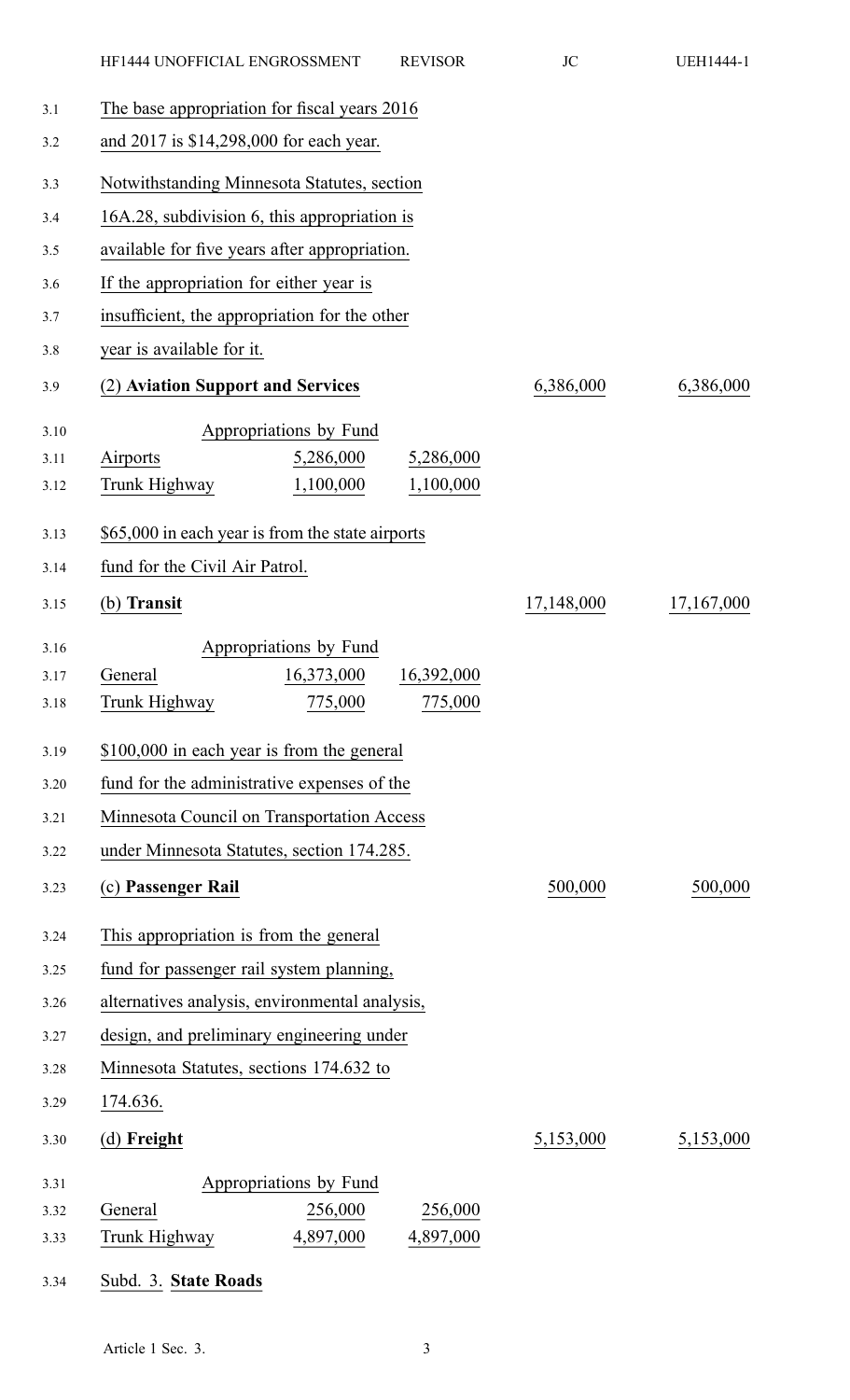The base appropriation for fiscal years 2016 and 2017 is $14,298,000 for each year.

Notwithstanding Minnesota Statutes, section 16A.28, subdivision 6, this appropriation is available for five years after appropriation.

If the appropriation for either year is insufficient, the appropriation for the other year is available for it.

| (2) **Aviation Support and Services** | | | 6,386,000 | 6,386,000 |
|---|---|---|---|---|
| Appropriations by Fund | | | | |
| Airports | 5,286,000 | 5,286,000 | | |
| Trunk Highway | 1,100,000 | 1,100,000 | | |

$65,000 in each year is from the state airports fund for the Civil Air Patrol.

| (b) **Transit** | | | 17,148,000 | 17,167,000 |
|---|---|---|---|---|
| Appropriations by Fund | | | | |
| General | 16,373,000 | 16,392,000 | | |
| Trunk Highway | 775,000 | 775,000 | | |

$100,000 in each year is from the general fund for the administrative expenses of the Minnesota Council on Transportation Access under Minnesota Statutes, section 174.285.

| (c) **Passenger Rail** | 500,000 | 500,000 |
|---|---|---|

This appropriation is from the general fund for passenger rail system planning, alternatives analysis, environmental analysis, design, and preliminary engineering under Minnesota Statutes, sections 174.632 to 174.636.

| (d) **Freight** | | | 5,153,000 | 5,153,000 |
|---|---|---|---|---|
| Appropriations by Fund | | | | |
| General | 256,000 | 256,000 | | |
| Trunk Highway | 4,897,000 | 4,897,000 | | |

Subd. 3. **State Roads**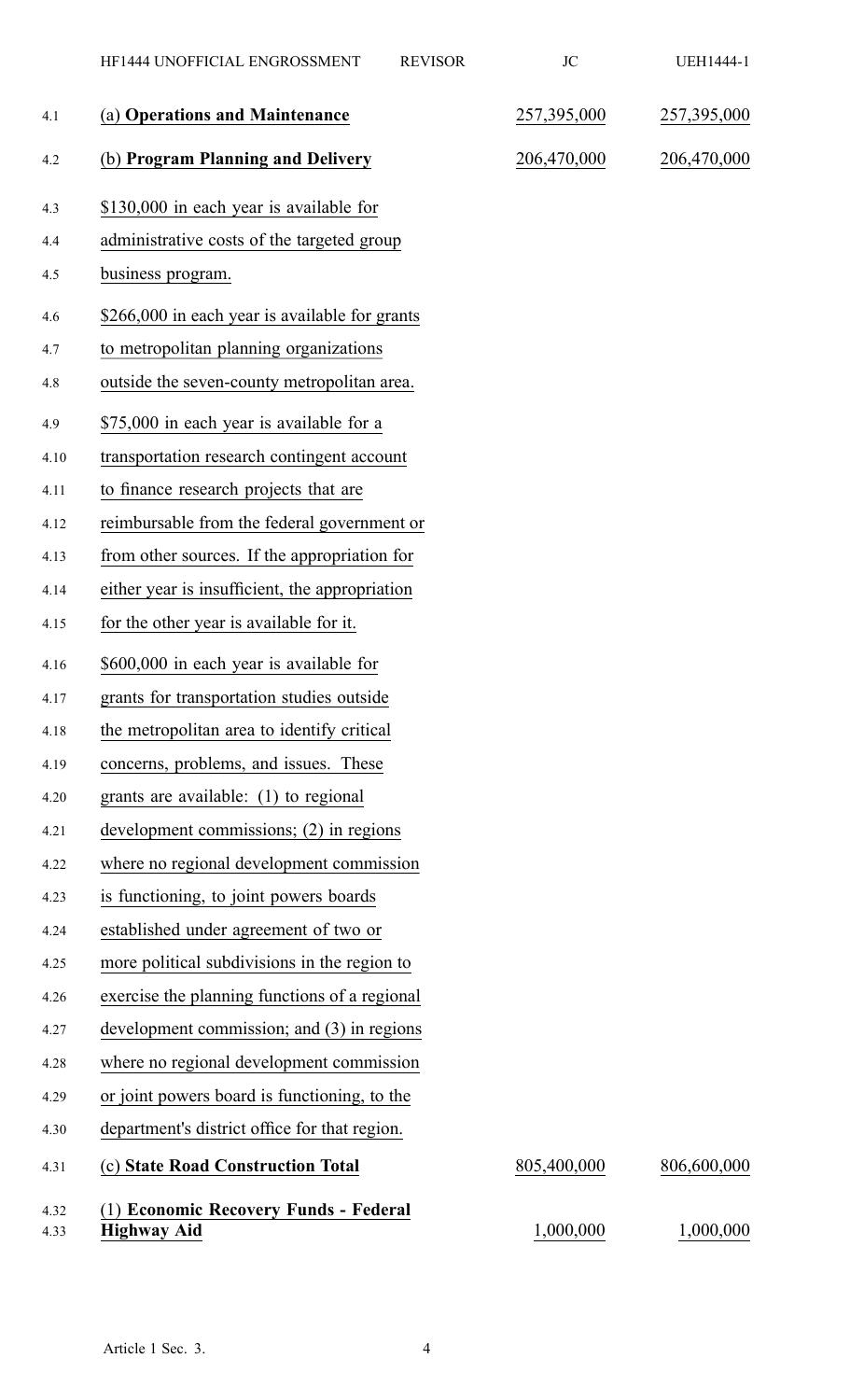| | | |
|---|---|---|
| (a) **Operations and Maintenance** | 257,395,000 | 257,395,000 |
| (b) **Program Planning and Delivery** | 206,470,000 | 206,470,000 |

$130,000 in each year is available for administrative costs of the targeted group business program.

$266,000 in each year is available for grants to metropolitan planning organizations outside the seven-county metropolitan area.

$75,000 in each year is available for a transportation research contingent account to finance research projects that are reimbursable from the federal government or from other sources. If the appropriation for either year is insufficient, the appropriation for the other year is available for it.

$600,000 in each year is available for grants for transportation studies outside the metropolitan area to identify critical concerns, problems, and issues. These grants are available: (1) to regional development commissions; (2) in regions where no regional development commission is functioning, to joint powers boards established under agreement of two or more political subdivisions in the region to exercise the planning functions of a regional development commission; and (3) in regions where no regional development commission or joint powers board is functioning, to the department's district office for that region.

| | | |
|---|---|---|
| (c) **State Road Construction Total** | 805,400,000 | 806,600,000 |
| (1) **Economic Recovery Funds - Federal Highway Aid** | 1,000,000 | 1,000,000 |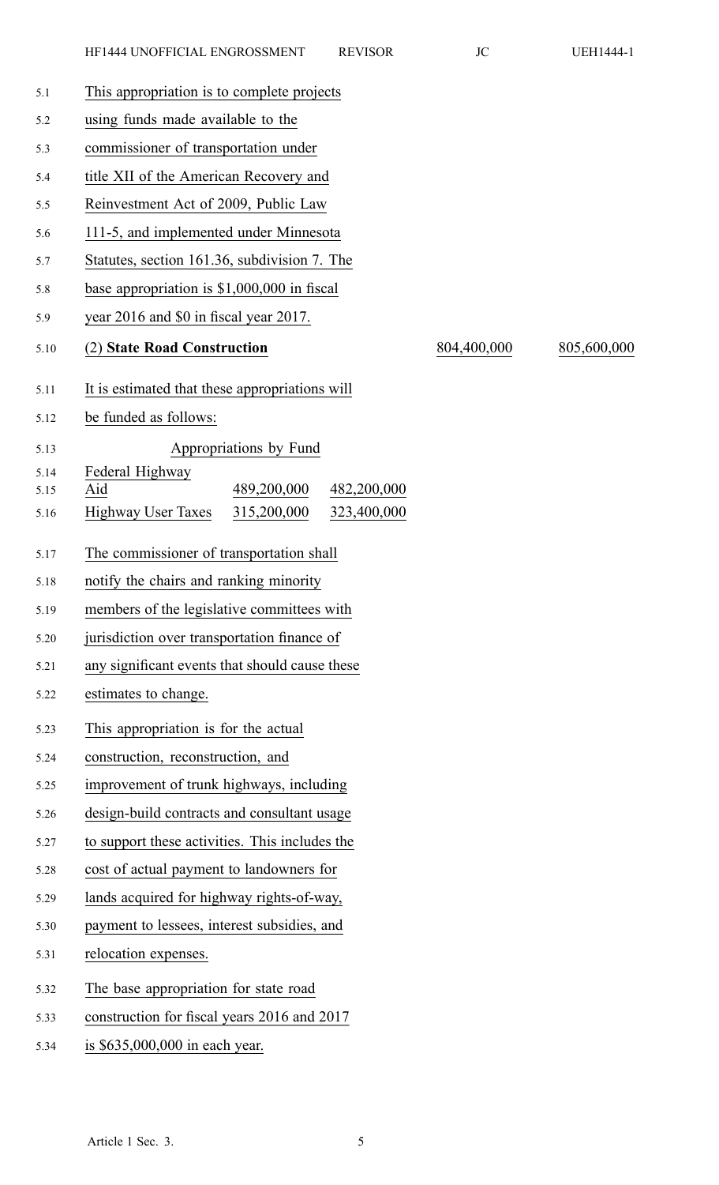This appropriation is to complete projects using funds made available to the commissioner of transportation under title XII of the American Recovery and Reinvestment Act of 2009, Public Law 111-5, and implemented under Minnesota Statutes, section 161.36, subdivision 7. The base appropriation is $1,000,000 in fiscal year 2016 and $0 in fiscal year 2017.

| | | |
|---|---|---|
| (2) **State Road Construction** | 804,400,000 | 805,600,000 |

It is estimated that these appropriations will be funded as follows:

| Appropriations by Fund | | |
|---|---|---|
| Federal Highway Aid | 489,200,000 | 482,200,000 |
| Highway User Taxes | 315,200,000 | 323,400,000 |

The commissioner of transportation shall notify the chairs and ranking minority members of the legislative committees with jurisdiction over transportation finance of any significant events that should cause these estimates to change.

This appropriation is for the actual construction, reconstruction, and improvement of trunk highways, including design-build contracts and consultant usage to support these activities. This includes the cost of actual payment to landowners for lands acquired for highway rights-of-way, payment to lessees, interest subsidies, and relocation expenses.

The base appropriation for state road construction for fiscal years 2016 and 2017 is $635,000,000 in each year.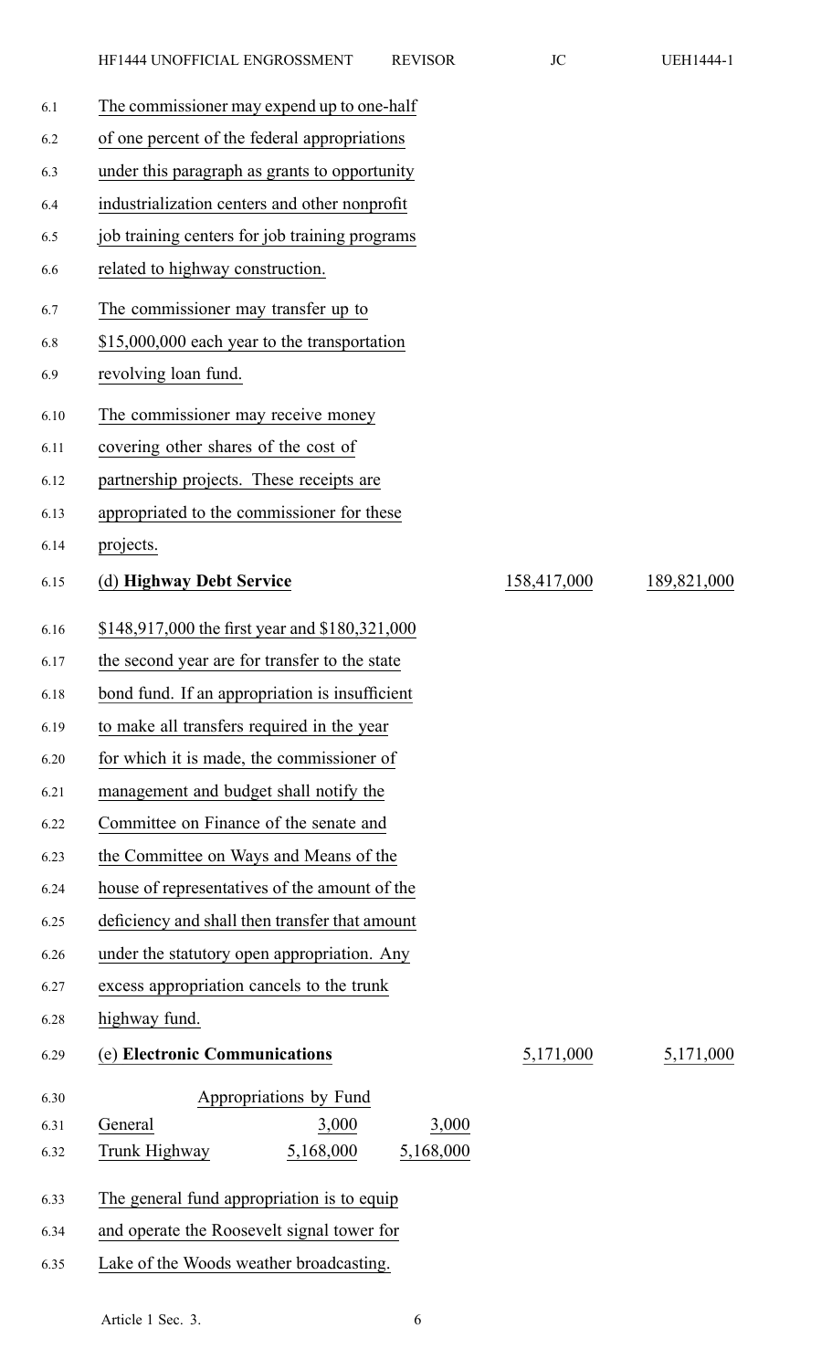The commissioner may expend up to one-half of one percent of the federal appropriations under this paragraph as grants to opportunity industrialization centers and other nonprofit job training centers for job training programs related to highway construction.

The commissioner may transfer up to $15,000,000 each year to the transportation revolving loan fund.

The commissioner may receive money covering other shares of the cost of partnership projects. These receipts are appropriated to the commissioner for these projects.

| | | |
|---|---|---|
| (d) **Highway Debt Service** | 158,417,000 | 189,821,000 |

$148,917,000 the first year and $180,321,000 the second year are for transfer to the state bond fund. If an appropriation is insufficient to make all transfers required in the year for which it is made, the commissioner of management and budget shall notify the Committee on Finance of the senate and the Committee on Ways and Means of the house of representatives of the amount of the deficiency and shall then transfer that amount under the statutory open appropriation. Any excess appropriation cancels to the trunk highway fund.

| | | |
|---|---|---|
| (e) **Electronic Communications** | 5,171,000 | 5,171,000 |

| Appropriations by Fund | | |
|---|---|---|
| General | 3,000 | 3,000 |
| Trunk Highway | 5,168,000 | 5,168,000 |

The general fund appropriation is to equip and operate the Roosevelt signal tower for Lake of the Woods weather broadcasting.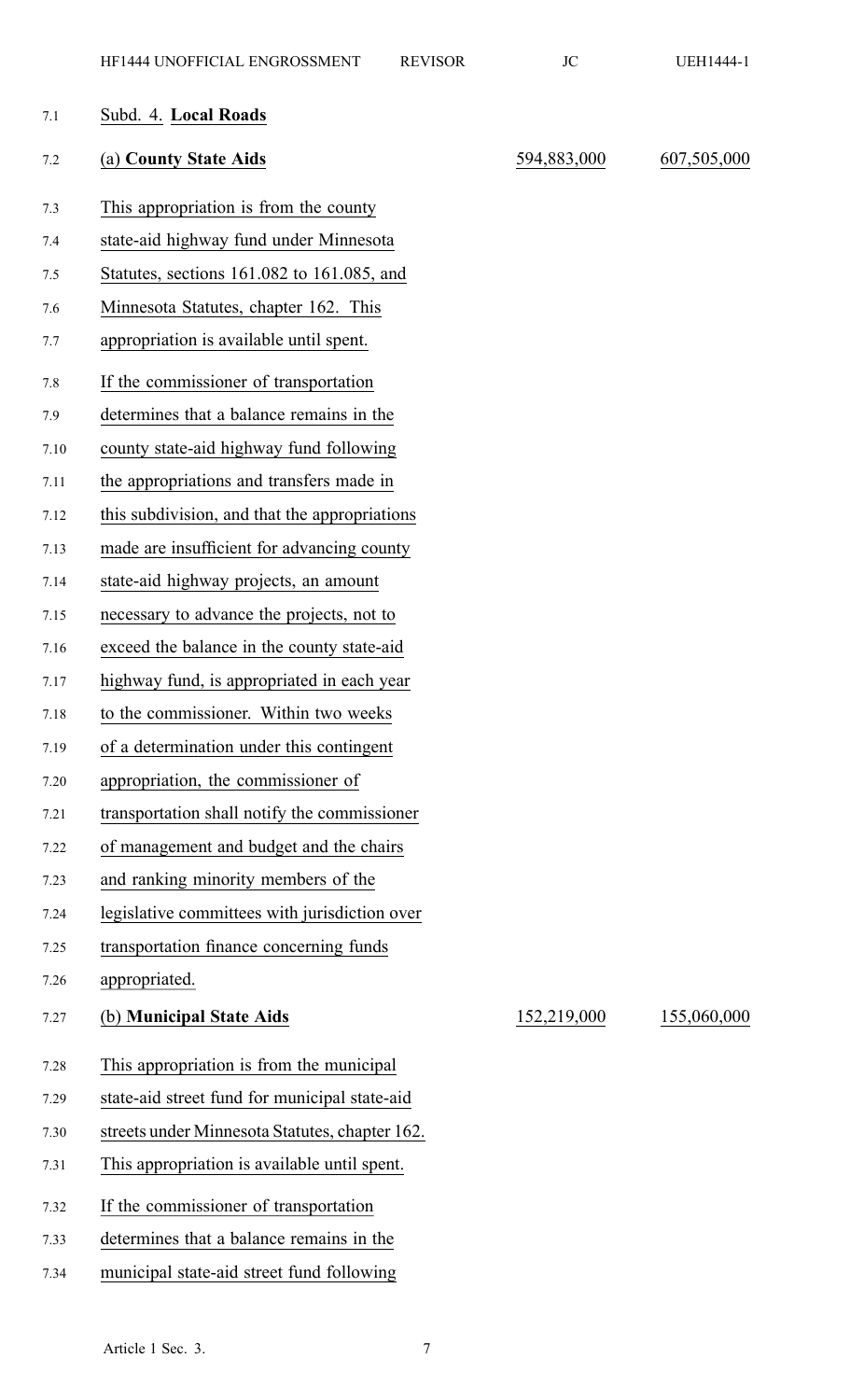Subd. 4. **Local Roads**

| | | |
|---|---|---|
| (a) **County State Aids** | 594,883,000 | 607,505,000 |

This appropriation is from the county state-aid highway fund under Minnesota Statutes, sections 161.082 to 161.085, and Minnesota Statutes, chapter 162. This appropriation is available until spent.

If the commissioner of transportation determines that a balance remains in the county state-aid highway fund following the appropriations and transfers made in this subdivision, and that the appropriations made are insufficient for advancing county state-aid highway projects, an amount necessary to advance the projects, not to exceed the balance in the county state-aid highway fund, is appropriated in each year to the commissioner. Within two weeks of a determination under this contingent appropriation, the commissioner of transportation shall notify the commissioner of management and budget and the chairs and ranking minority members of the legislative committees with jurisdiction over transportation finance concerning funds appropriated.

| | | |
|---|---|---|
| (b) **Municipal State Aids** | 152,219,000 | 155,060,000 |

This appropriation is from the municipal state-aid street fund for municipal state-aid streets under Minnesota Statutes, chapter 162. This appropriation is available until spent.

If the commissioner of transportation determines that a balance remains in the municipal state-aid street fund following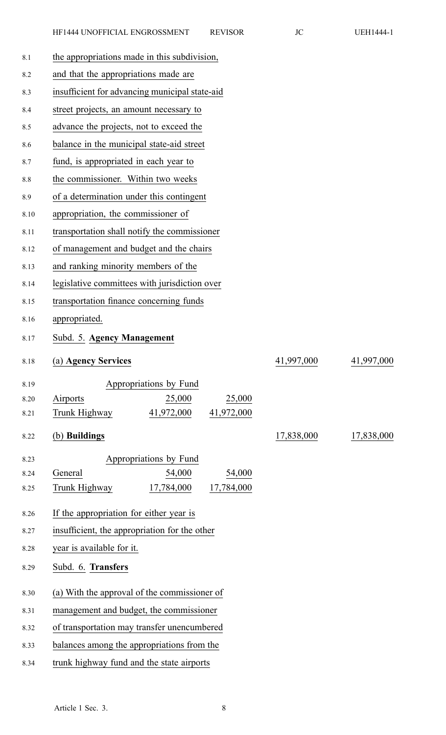the appropriations made in this subdivision, and that the appropriations made are insufficient for advancing municipal state-aid street projects, an amount necessary to advance the projects, not to exceed the balance in the municipal state-aid street fund, is appropriated in each year to the commissioner. Within two weeks of a determination under this contingent appropriation, the commissioner of transportation shall notify the commissioner of management and budget and the chairs and ranking minority members of the legislative committees with jurisdiction over transportation finance concerning funds appropriated.

Subd. 5. **Agency Management**

| | | | | |
|---|---|---|---|---|
| (a) **Agency Services** | | | 41,997,000 | 41,997,000 |
| | Appropriations by Fund | | | |
| Airports | 25,000 | 25,000 | | |
| Trunk Highway | 41,972,000 | 41,972,000 | | |
| (b) **Buildings** | | | 17,838,000 | 17,838,000 |
| | Appropriations by Fund | | | |
| General | 54,000 | 54,000 | | |
| Trunk Highway | 17,784,000 | 17,784,000 | | |

If the appropriation for either year is insufficient, the appropriation for the other year is available for it.

Subd. 6. **Transfers**

(a) With the approval of the commissioner of management and budget, the commissioner of transportation may transfer unencumbered balances among the appropriations from the trunk highway fund and the state airports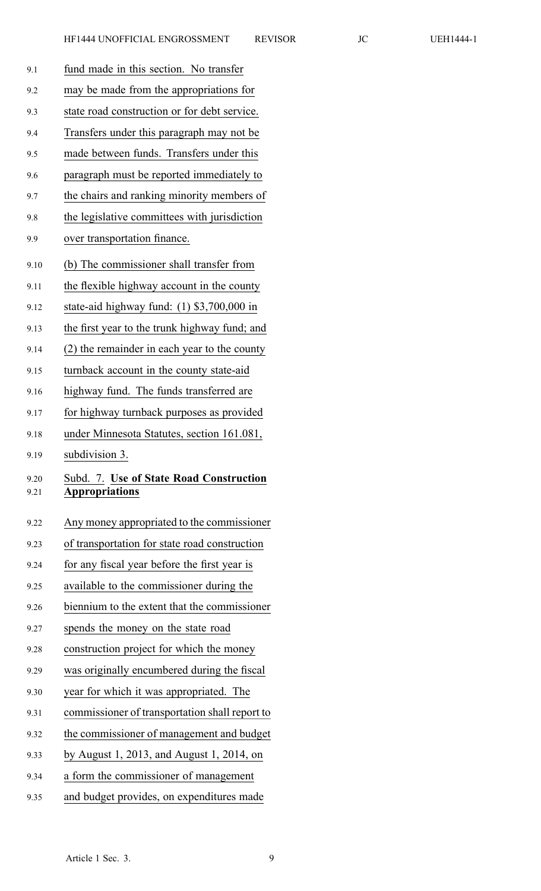fund made in this section. No transfer may be made from the appropriations for state road construction or for debt service. Transfers under this paragraph may not be made between funds. Transfers under this paragraph must be reported immediately to the chairs and ranking minority members of the legislative committees with jurisdiction over transportation finance.

(b) The commissioner shall transfer from the flexible highway account in the county state-aid highway fund: (1) $3,700,000 in the first year to the trunk highway fund; and (2) the remainder in each year to the county turnback account in the county state-aid highway fund. The funds transferred are for highway turnback purposes as provided under Minnesota Statutes, section 161.081, subdivision 3.

Subd. 7. **Use of State Road Construction Appropriations**

Any money appropriated to the commissioner of transportation for state road construction for any fiscal year before the first year is available to the commissioner during the biennium to the extent that the commissioner spends the money on the state road construction project for which the money was originally encumbered during the fiscal year for which it was appropriated. The commissioner of transportation shall report to the commissioner of management and budget by August 1, 2013, and August 1, 2014, on a form the commissioner of management and budget provides, on expenditures made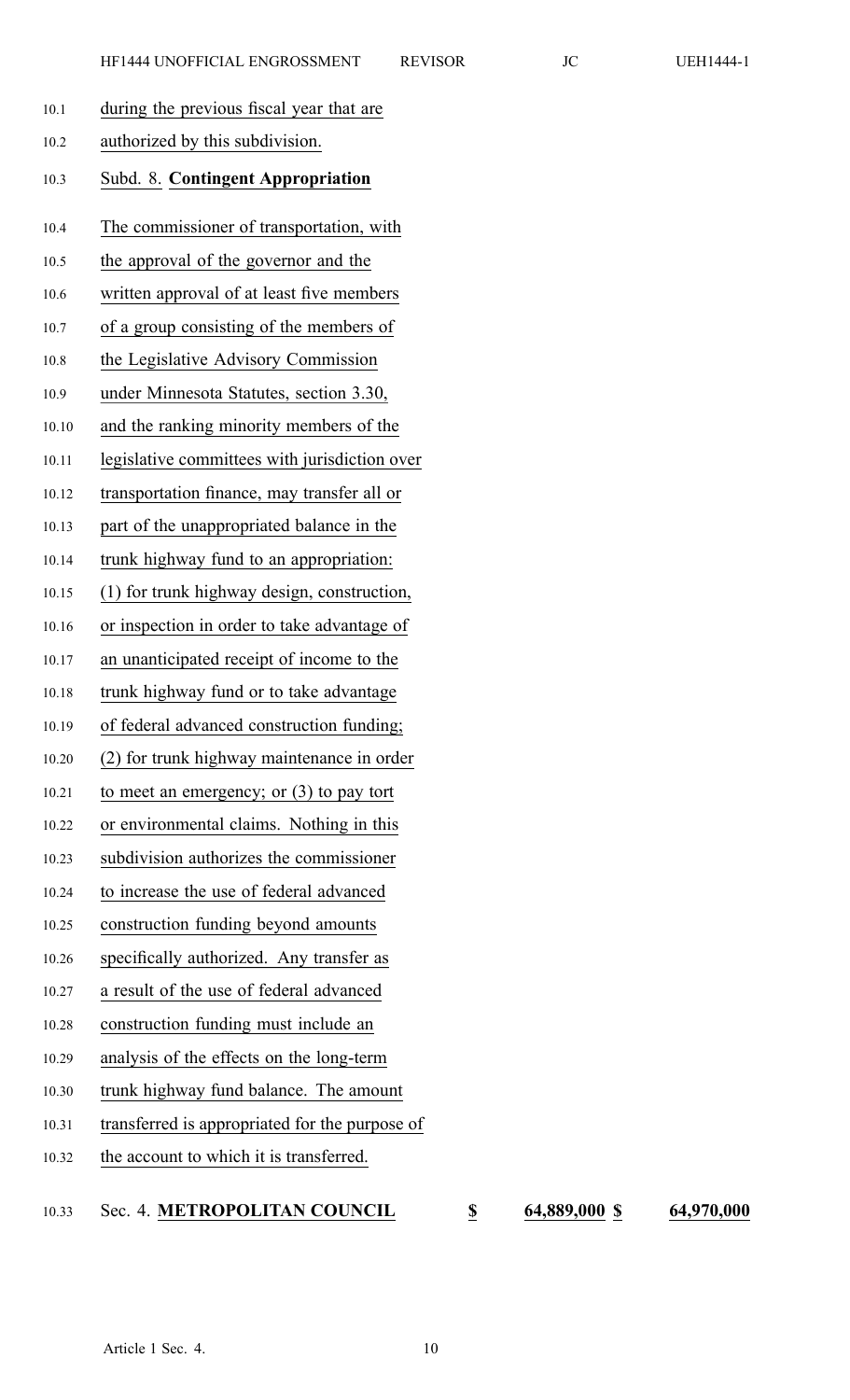during the previous fiscal year that are authorized by this subdivision.

Subd. 8. **Contingent Appropriation**

The commissioner of transportation, with the approval of the governor and the written approval of at least five members of a group consisting of the members of the Legislative Advisory Commission under Minnesota Statutes, section 3.30, and the ranking minority members of the legislative committees with jurisdiction over transportation finance, may transfer all or part of the unappropriated balance in the trunk highway fund to an appropriation: (1) for trunk highway design, construction, or inspection in order to take advantage of an unanticipated receipt of income to the trunk highway fund or to take advantage of federal advanced construction funding; (2) for trunk highway maintenance in order to meet an emergency; or (3) to pay tort or environmental claims. Nothing in this subdivision authorizes the commissioner to increase the use of federal advanced construction funding beyond amounts specifically authorized. Any transfer as a result of the use of federal advanced construction funding must include an analysis of the effects on the long-term trunk highway fund balance. The amount transferred is appropriated for the purpose of the account to which it is transferred.

| | | | | |
|---|---|---|---|---|
| Sec. 4. **METROPOLITAN COUNCIL** | **$** | **64,889,000** | **$** | **64,970,000** |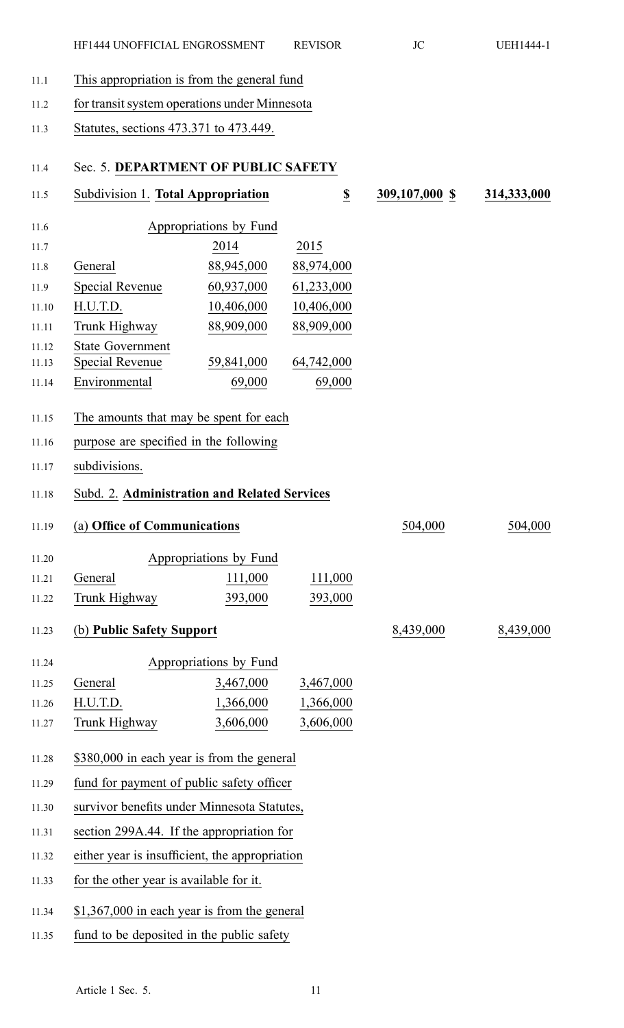This appropriation is from the general fund for transit system operations under Minnesota Statutes, sections 473.371 to 473.449.

## Sec. 5. **DEPARTMENT OF PUBLIC SAFETY**

| Subdivision 1. **Total Appropriation** | | | $ | 309,107,000 $ | 314,333,000 |
|---|---|---|---|---|---|

| Appropriations by Fund | 2014 | 2015 |
|---|---|---|
| General | 88,945,000 | 88,974,000 |
| Special Revenue | 60,937,000 | 61,233,000 |
| H.U.T.D. | 10,406,000 | 10,406,000 |
| Trunk Highway | 88,909,000 | 88,909,000 |
| State Government Special Revenue | 59,841,000 | 64,742,000 |
| Environmental | 69,000 | 69,000 |

The amounts that may be spent for each purpose are specified in the following subdivisions.

### Subd. 2. **Administration and Related Services**

| (a) **Office of Communications** | 504,000 | 504,000 |
|---|---|---|

| Appropriations by Fund | | |
|---|---|---|
| General | 111,000 | 111,000 |
| Trunk Highway | 393,000 | 393,000 |

| (b) **Public Safety Support** | 8,439,000 | 8,439,000 |
|---|---|---|

| Appropriations by Fund | | |
|---|---|---|
| General | 3,467,000 | 3,467,000 |
| H.U.T.D. | 1,366,000 | 1,366,000 |
| Trunk Highway | 3,606,000 | 3,606,000 |

$380,000 in each year is from the general fund for payment of public safety officer survivor benefits under Minnesota Statutes, section 299A.44. If the appropriation for either year is insufficient, the appropriation for the other year is available for it.

$1,367,000 in each year is from the general fund to be deposited in the public safety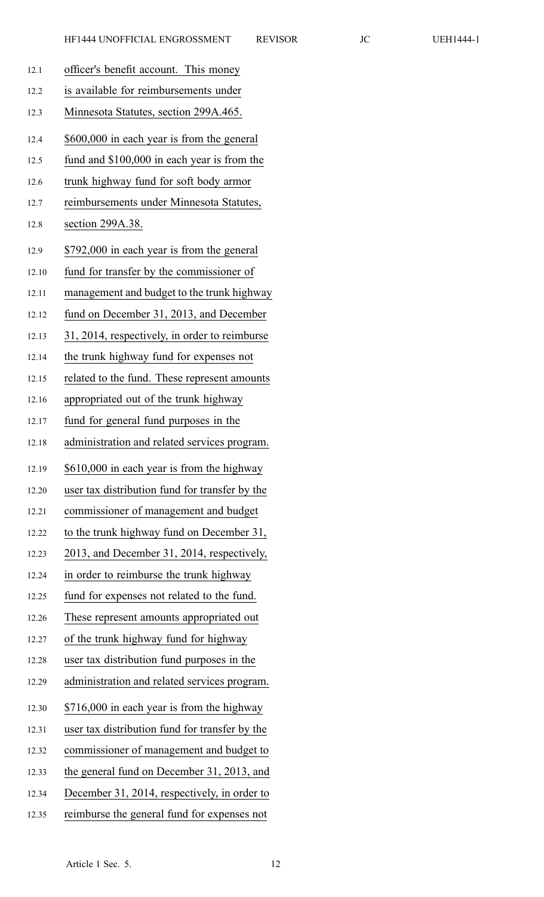officer's benefit account. This money is available for reimbursements under Minnesota Statutes, section 299A.465.

\$600,000 in each year is from the general fund and \$100,000 in each year is from the trunk highway fund for soft body armor reimbursements under Minnesota Statutes, section 299A.38.

\$792,000 in each year is from the general fund for transfer by the commissioner of management and budget to the trunk highway fund on December 31, 2013, and December 31, 2014, respectively, in order to reimburse the trunk highway fund for expenses not related to the fund. These represent amounts appropriated out of the trunk highway fund for general fund purposes in the administration and related services program.

\$610,000 in each year is from the highway user tax distribution fund for transfer by the commissioner of management and budget to the trunk highway fund on December 31, 2013, and December 31, 2014, respectively, in order to reimburse the trunk highway fund for expenses not related to the fund. These represent amounts appropriated out of the trunk highway fund for highway user tax distribution fund purposes in the administration and related services program.

\$716,000 in each year is from the highway user tax distribution fund for transfer by the commissioner of management and budget to the general fund on December 31, 2013, and December 31, 2014, respectively, in order to reimburse the general fund for expenses not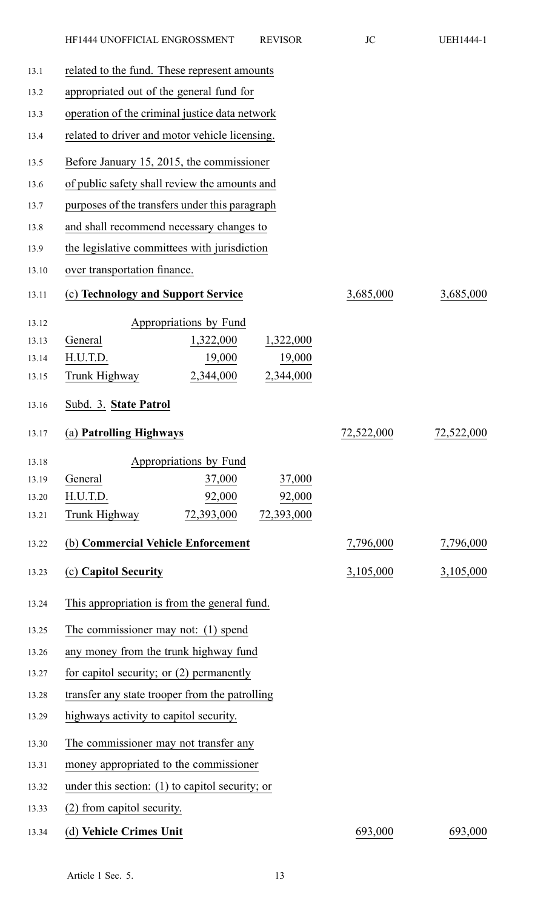related to the fund. These represent amounts appropriated out of the general fund for operation of the criminal justice data network related to driver and motor vehicle licensing.

Before January 15, 2015, the commissioner of public safety shall review the amounts and purposes of the transfers under this paragraph and shall recommend necessary changes to the legislative committees with jurisdiction over transportation finance.

| **(c) Technology and Support Service** | | | 3,685,000 | 3,685,000 |
|---|---|---|---|---|
| | Appropriations by Fund | | | |
| General | 1,322,000 | 1,322,000 | | |
| H.U.T.D. | 19,000 | 19,000 | | |
| Trunk Highway | 2,344,000 | 2,344,000 | | |

Subd. 3. **State Patrol**

| **(a) Patrolling Highways** | | | 72,522,000 | 72,522,000 |
|---|---|---|---|---|
| | Appropriations by Fund | | | |
| General | 37,000 | 37,000 | | |
| H.U.T.D. | 92,000 | 92,000 | | |
| Trunk Highway | 72,393,000 | 72,393,000 | | |

| **(b) Commercial Vehicle Enforcement** | 7,796,000 | 7,796,000 |
|---|---|---|
| **(c) Capitol Security** | 3,105,000 | 3,105,000 |

This appropriation is from the general fund.

The commissioner may not: (1) spend any money from the trunk highway fund for capitol security; or (2) permanently transfer any state trooper from the patrolling highways activity to capitol security.

The commissioner may not transfer any money appropriated to the commissioner under this section: (1) to capitol security; or (2) from capitol security.

| **(d) Vehicle Crimes Unit** | 693,000 | 693,000 |
|---|---|---|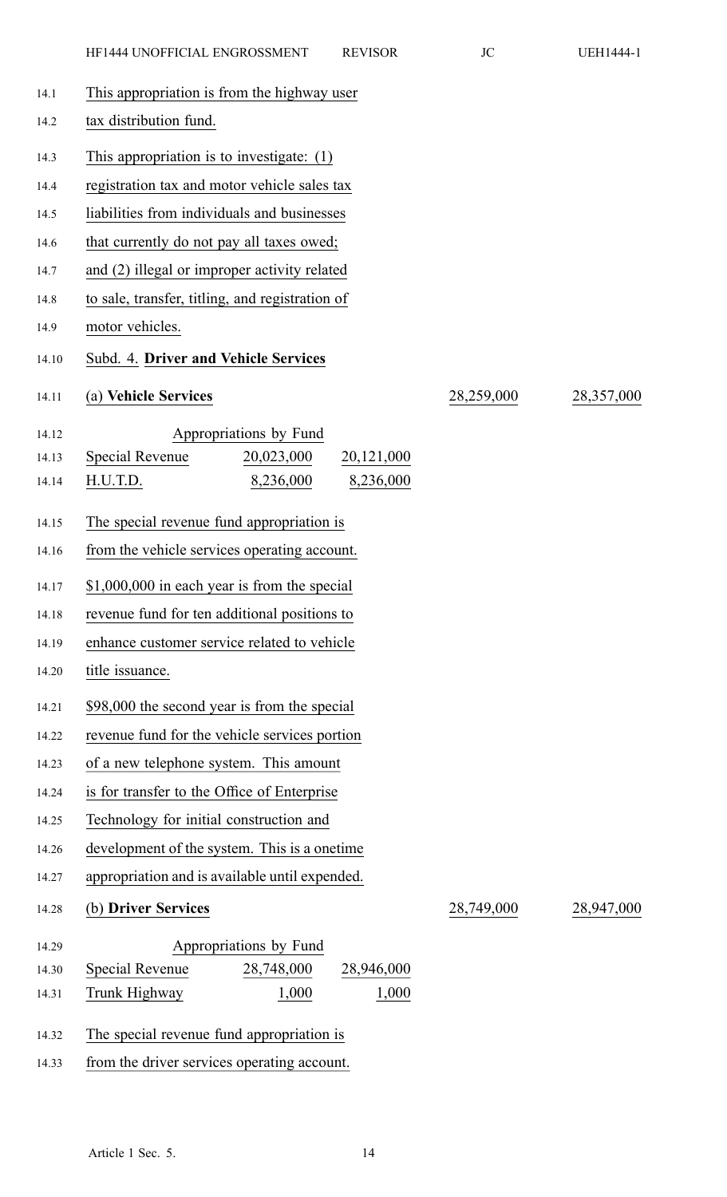This appropriation is from the highway user tax distribution fund.

This appropriation is to investigate: (1) registration tax and motor vehicle sales tax liabilities from individuals and businesses that currently do not pay all taxes owed; and (2) illegal or improper activity related to sale, transfer, titling, and registration of motor vehicles.

Subd. 4. **Driver and Vehicle Services**

| (a) **Vehicle Services** | | | 28,259,000 | 28,357,000 |
|---|---|---|---|---|
| Appropriations by Fund | | | | |
| Special Revenue | 20,023,000 | 20,121,000 | | |
| H.U.T.D. | 8,236,000 | 8,236,000 | | |

The special revenue fund appropriation is from the vehicle services operating account.

$1,000,000 in each year is from the special revenue fund for ten additional positions to enhance customer service related to vehicle title issuance.

$98,000 the second year is from the special revenue fund for the vehicle services portion of a new telephone system. This amount is for transfer to the Office of Enterprise Technology for initial construction and development of the system. This is a onetime appropriation and is available until expended.

| (b) **Driver Services** | | | 28,749,000 | 28,947,000 |
|---|---|---|---|---|
| Appropriations by Fund | | | | |
| Special Revenue | 28,748,000 | 28,946,000 | | |
| Trunk Highway | 1,000 | 1,000 | | |

The special revenue fund appropriation is from the driver services operating account.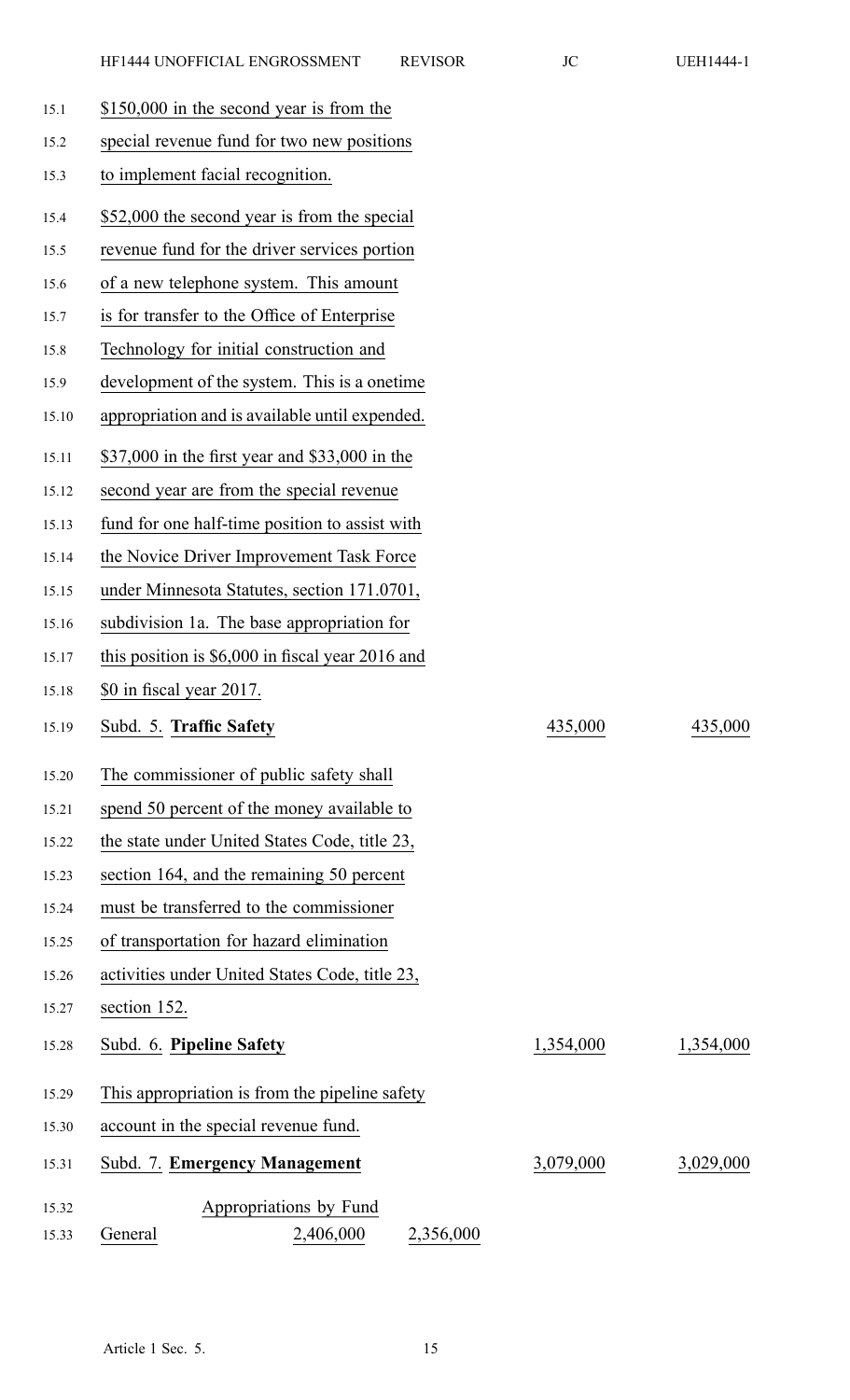$150,000 in the second year is from the special revenue fund for two new positions to implement facial recognition.

$52,000 the second year is from the special revenue fund for the driver services portion of a new telephone system. This amount is for transfer to the Office of Enterprise Technology for initial construction and development of the system. This is a onetime appropriation and is available until expended.

$37,000 in the first year and $33,000 in the second year are from the special revenue fund for one half-time position to assist with the Novice Driver Improvement Task Force under Minnesota Statutes, section 171.0701, subdivision 1a. The base appropriation for this position is $6,000 in fiscal year 2016 and $0 in fiscal year 2017.

| | | |
|---|---|---|
| Subd. 5. **Traffic Safety** | 435,000 | 435,000 |

The commissioner of public safety shall spend 50 percent of the money available to the state under United States Code, title 23, section 164, and the remaining 50 percent must be transferred to the commissioner of transportation for hazard elimination activities under United States Code, title 23, section 152.

| | | |
|---|---|---|
| Subd. 6. **Pipeline Safety** | 1,354,000 | 1,354,000 |

This appropriation is from the pipeline safety account in the special revenue fund.

| | | |
|---|---|---|
| Subd. 7. **Emergency Management** | 3,079,000 | 3,029,000 |

| Appropriations by Fund | | |
|---|---|---|
| General | 2,406,000 | 2,356,000 |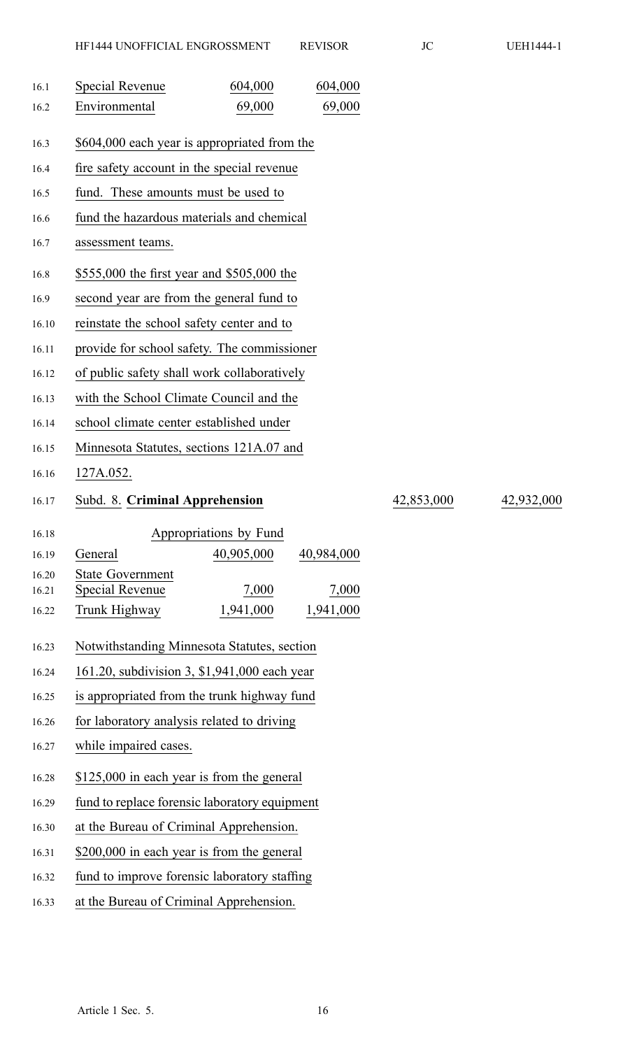| | | |
|---|---|---|
| Special Revenue | 604,000 | 604,000 |
| Environmental | 69,000 | 69,000 |

$604,000 each year is appropriated from the fire safety account in the special revenue fund. These amounts must be used to fund the hazardous materials and chemical assessment teams.

$555,000 the first year and $505,000 the second year are from the general fund to reinstate the school safety center and to provide for school safety. The commissioner of public safety shall work collaboratively with the School Climate Council and the school climate center established under Minnesota Statutes, sections 121A.07 and 127A.052.

Subd. 8. **Criminal Apprehension** 42,853,000 42,932,000

| Appropriations by Fund | | |
|---|---|---|
| General | 40,905,000 | 40,984,000 |
| State Government Special Revenue | 7,000 | 7,000 |
| Trunk Highway | 1,941,000 | 1,941,000 |

Notwithstanding Minnesota Statutes, section 161.20, subdivision 3, $1,941,000 each year is appropriated from the trunk highway fund for laboratory analysis related to driving while impaired cases.

$125,000 in each year is from the general fund to replace forensic laboratory equipment at the Bureau of Criminal Apprehension.

$200,000 in each year is from the general fund to improve forensic laboratory staffing at the Bureau of Criminal Apprehension.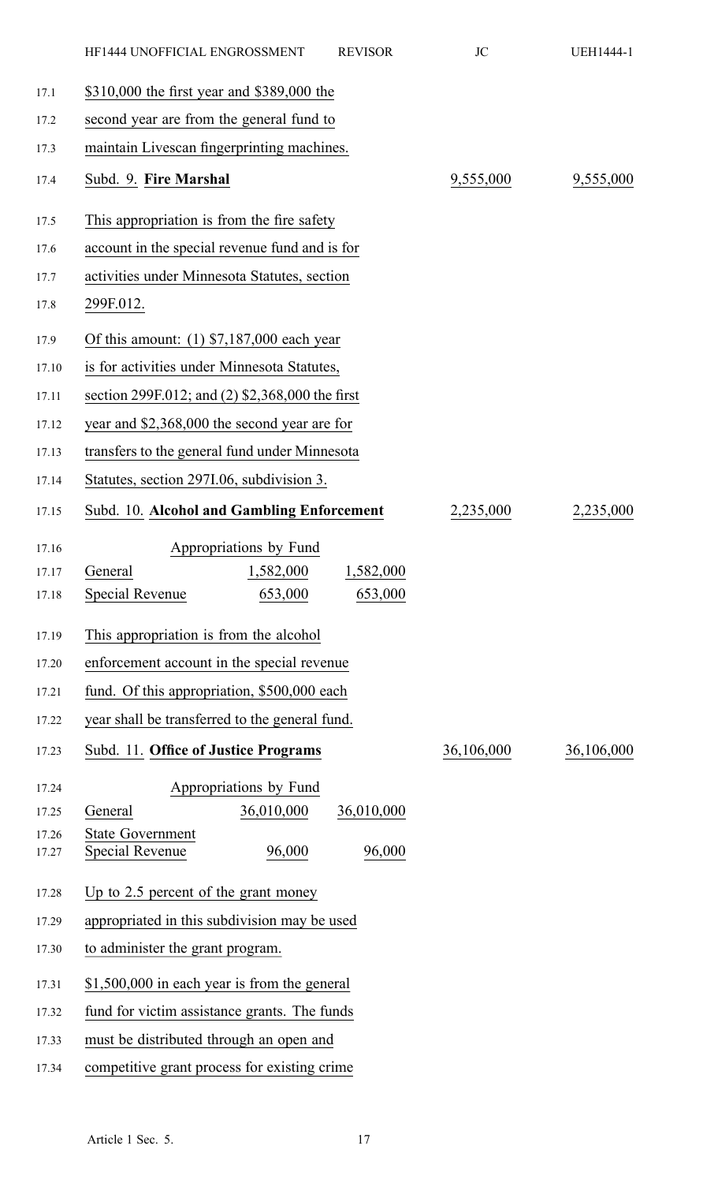$310,000 the first year and $389,000 the second year are from the general fund to maintain Livescan fingerprinting machines.

| | | |
|---|---|---|
| Subd. 9. **Fire Marshal** | 9,555,000 | 9,555,000 |

This appropriation is from the fire safety account in the special revenue fund and is for activities under Minnesota Statutes, section 299F.012.

Of this amount: (1) $7,187,000 each year is for activities under Minnesota Statutes, section 299F.012; and (2) $2,368,000 the first year and $2,368,000 the second year are for transfers to the general fund under Minnesota Statutes, section 297I.06, subdivision 3.

| | | |
|---|---|---|
| Subd. 10. **Alcohol and Gambling Enforcement** | 2,235,000 | 2,235,000 |

| Appropriations by Fund | | |
|---|---|---|
| General | 1,582,000 | 1,582,000 |
| Special Revenue | 653,000 | 653,000 |

This appropriation is from the alcohol enforcement account in the special revenue fund. Of this appropriation, $500,000 each year shall be transferred to the general fund.

| | | |
|---|---|---|
| Subd. 11. **Office of Justice Programs** | 36,106,000 | 36,106,000 |

| Appropriations by Fund | | |
|---|---|---|
| General | 36,010,000 | 36,010,000 |
| State Government Special Revenue | 96,000 | 96,000 |

Up to 2.5 percent of the grant money appropriated in this subdivision may be used to administer the grant program.

$1,500,000 in each year is from the general fund for victim assistance grants. The funds must be distributed through an open and competitive grant process for existing crime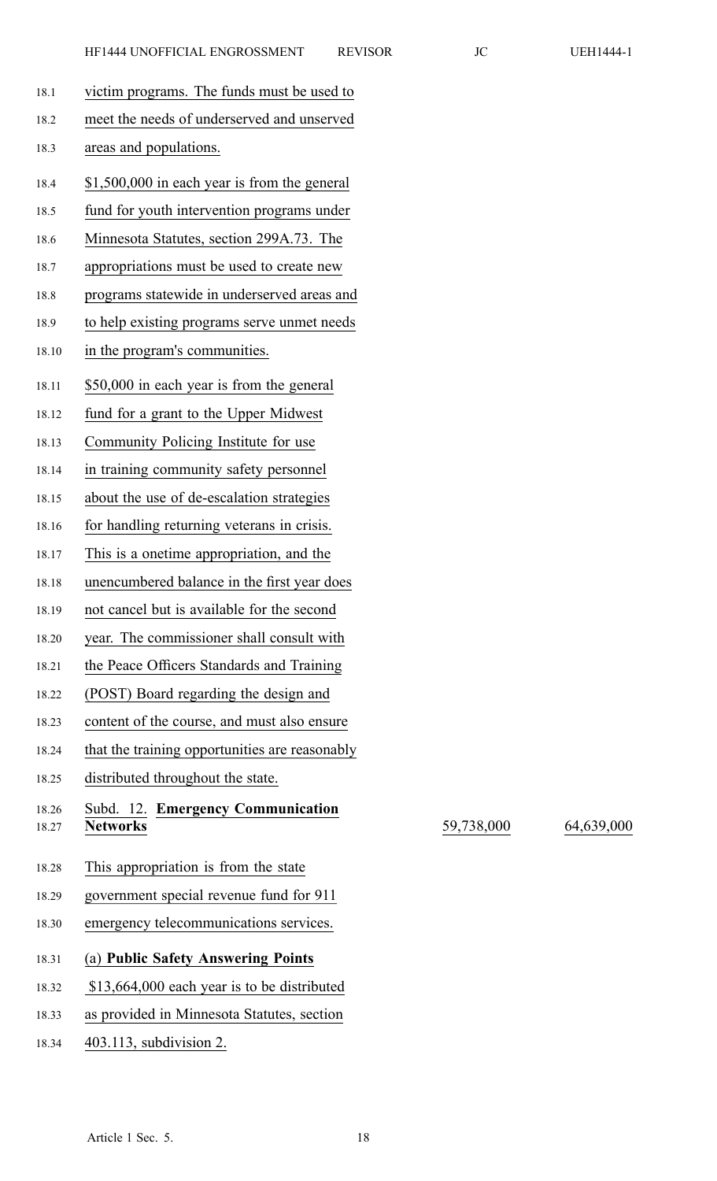victim programs. The funds must be used to meet the needs of underserved and unserved areas and populations.

$1,500,000 in each year is from the general fund for youth intervention programs under Minnesota Statutes, section 299A.73. The appropriations must be used to create new programs statewide in underserved areas and to help existing programs serve unmet needs in the program's communities.

$50,000 in each year is from the general fund for a grant to the Upper Midwest Community Policing Institute for use in training community safety personnel about the use of de-escalation strategies for handling returning veterans in crisis. This is a onetime appropriation, and the unencumbered balance in the first year does not cancel but is available for the second year. The commissioner shall consult with the Peace Officers Standards and Training (POST) Board regarding the design and content of the course, and must also ensure that the training opportunities are reasonably distributed throughout the state.

| | | |
|---|---|---|
| Subd. 12. **Emergency Communication Networks** | 59,738,000 | 64,639,000 |

This appropriation is from the state government special revenue fund for 911 emergency telecommunications services.

(a) **Public Safety Answering Points**

$13,664,000 each year is to be distributed as provided in Minnesota Statutes, section 403.113, subdivision 2.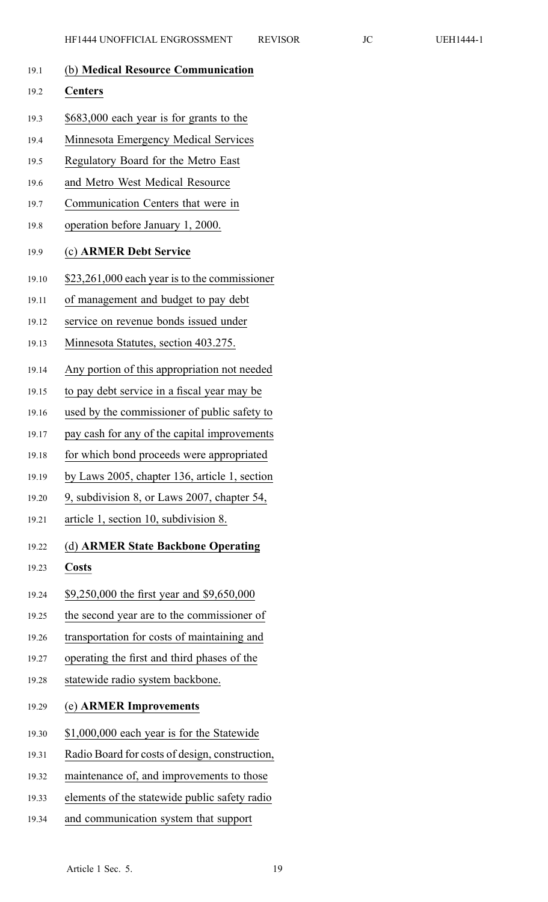(b) **Medical Resource Communication Centers**

$683,000 each year is for grants to the Minnesota Emergency Medical Services Regulatory Board for the Metro East and Metro West Medical Resource Communication Centers that were in operation before January 1, 2000.

(c) **ARMER Debt Service**

$23,261,000 each year is to the commissioner of management and budget to pay debt service on revenue bonds issued under Minnesota Statutes, section 403.275.

Any portion of this appropriation not needed to pay debt service in a fiscal year may be used by the commissioner of public safety to pay cash for any of the capital improvements for which bond proceeds were appropriated by Laws 2005, chapter 136, article 1, section 9, subdivision 8, or Laws 2007, chapter 54, article 1, section 10, subdivision 8.

(d) **ARMER State Backbone Operating Costs**

$9,250,000 the first year and $9,650,000 the second year are to the commissioner of transportation for costs of maintaining and operating the first and third phases of the statewide radio system backbone.

(e) **ARMER Improvements**

$1,000,000 each year is for the Statewide Radio Board for costs of design, construction, maintenance of, and improvements to those elements of the statewide public safety radio and communication system that support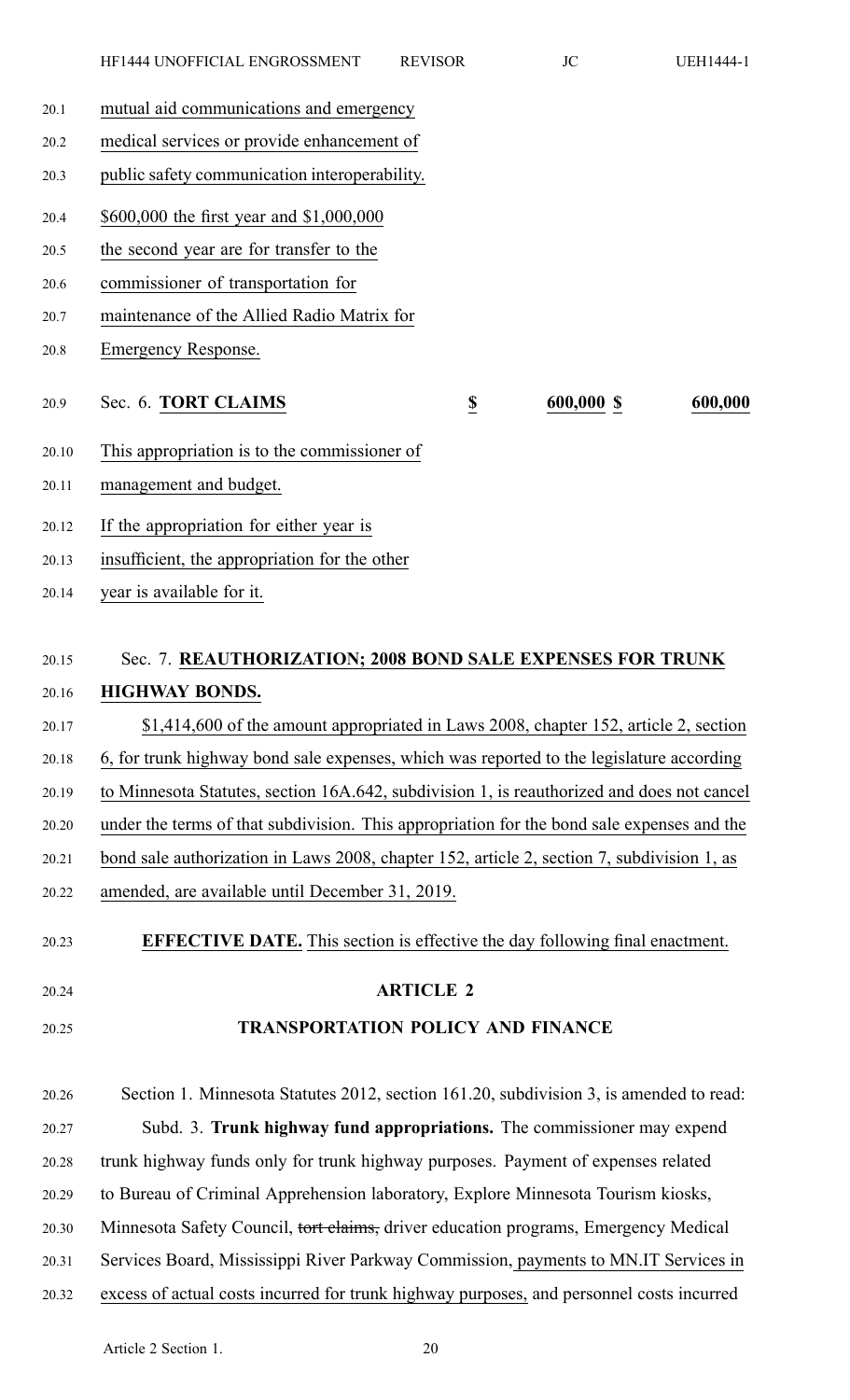mutual aid communications and emergency medical services or provide enhancement of public safety communication interoperability.

$600,000 the first year and $1,000,000 the second year are for transfer to the commissioner of transportation for maintenance of the Allied Radio Matrix for Emergency Response.

| Sec. 6. **TORT CLAIMS** | $ | 600,000 | $ | 600,000 |
|---|---|---|---|---|

This appropriation is to the commissioner of management and budget.

If the appropriation for either year is insufficient, the appropriation for the other year is available for it.

Sec. 7. **REAUTHORIZATION; 2008 BOND SALE EXPENSES FOR TRUNK HIGHWAY BONDS.**

$1,414,600 of the amount appropriated in Laws 2008, chapter 152, article 2, section 6, for trunk highway bond sale expenses, which was reported to the legislature according to Minnesota Statutes, section 16A.642, subdivision 1, is reauthorized and does not cancel under the terms of that subdivision. This appropriation for the bond sale expenses and the bond sale authorization in Laws 2008, chapter 152, article 2, section 7, subdivision 1, as amended, are available until December 31, 2019.

**EFFECTIVE DATE.** This section is effective the day following final enactment.

## ARTICLE 2

## TRANSPORTATION POLICY AND FINANCE

Section 1. Minnesota Statutes 2012, section 161.20, subdivision 3, is amended to read:

Subd. 3. **Trunk highway fund appropriations.** The commissioner may expend trunk highway funds only for trunk highway purposes. Payment of expenses related to Bureau of Criminal Apprehension laboratory, Explore Minnesota Tourism kiosks, Minnesota Safety Council, ~~tort claims,~~ driver education programs, Emergency Medical Services Board, Mississippi River Parkway Commission, payments to MN.IT Services in excess of actual costs incurred for trunk highway purposes, and personnel costs incurred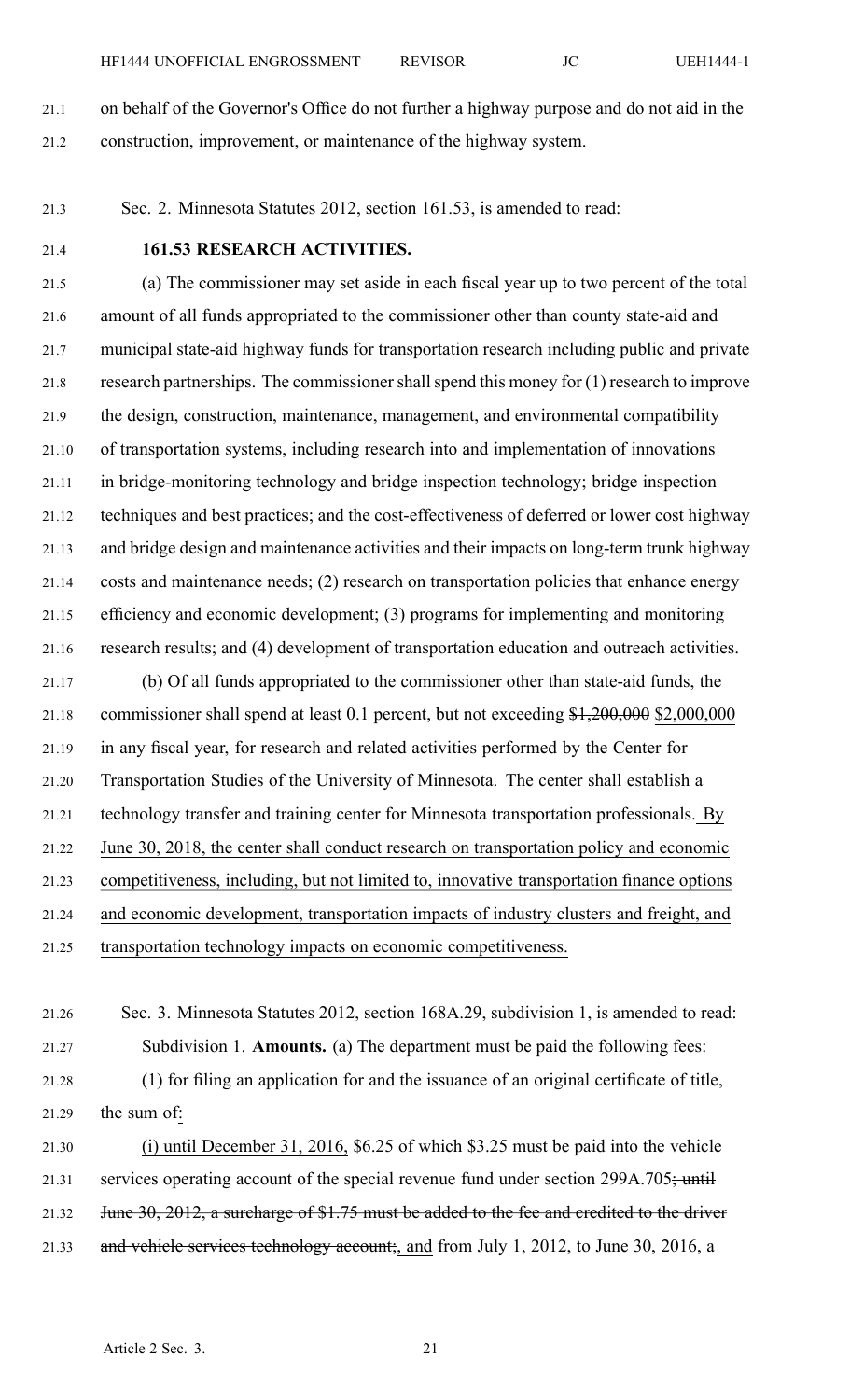on behalf of the Governor's Office do not further a highway purpose and do not aid in the construction, improvement, or maintenance of the highway system.

Sec. 2. Minnesota Statutes 2012, section 161.53, is amended to read:

**161.53 RESEARCH ACTIVITIES.**

(a) The commissioner may set aside in each fiscal year up to two percent of the total amount of all funds appropriated to the commissioner other than county state-aid and municipal state-aid highway funds for transportation research including public and private research partnerships. The commissioner shall spend this money for (1) research to improve the design, construction, maintenance, management, and environmental compatibility of transportation systems, including research into and implementation of innovations in bridge-monitoring technology and bridge inspection technology; bridge inspection techniques and best practices; and the cost-effectiveness of deferred or lower cost highway and bridge design and maintenance activities and their impacts on long-term trunk highway costs and maintenance needs; (2) research on transportation policies that enhance energy efficiency and economic development; (3) programs for implementing and monitoring research results; and (4) development of transportation education and outreach activities.

(b) Of all funds appropriated to the commissioner other than state-aid funds, the commissioner shall spend at least 0.1 percent, but not exceeding ~~$1,200,000~~ <u>$2,000,000</u> in any fiscal year, for research and related activities performed by the Center for Transportation Studies of the University of Minnesota. The center shall establish a technology transfer and training center for Minnesota transportation professionals. <u>By June 30, 2018, the center shall conduct research on transportation policy and economic competitiveness, including, but not limited to, innovative transportation finance options and economic development, transportation impacts of industry clusters and freight, and transportation technology impacts on economic competitiveness.</u>

Sec. 3. Minnesota Statutes 2012, section 168A.29, subdivision 1, is amended to read:

Subdivision 1. **Amounts.** (a) The department must be paid the following fees:

(1) for filing an application for and the issuance of an original certificate of title, the sum of<u>:</u>

<u>(i) until December 31, 2016,</u> $6.25 of which $3.25 must be paid into the vehicle services operating account of the special revenue fund under section 299A.705~~; until June 30, 2012, a surcharge of $1.75 must be added to the fee and credited to the driver and vehicle services technology account;~~<u>, and</u> from July 1, 2012, to June 30, 2016, a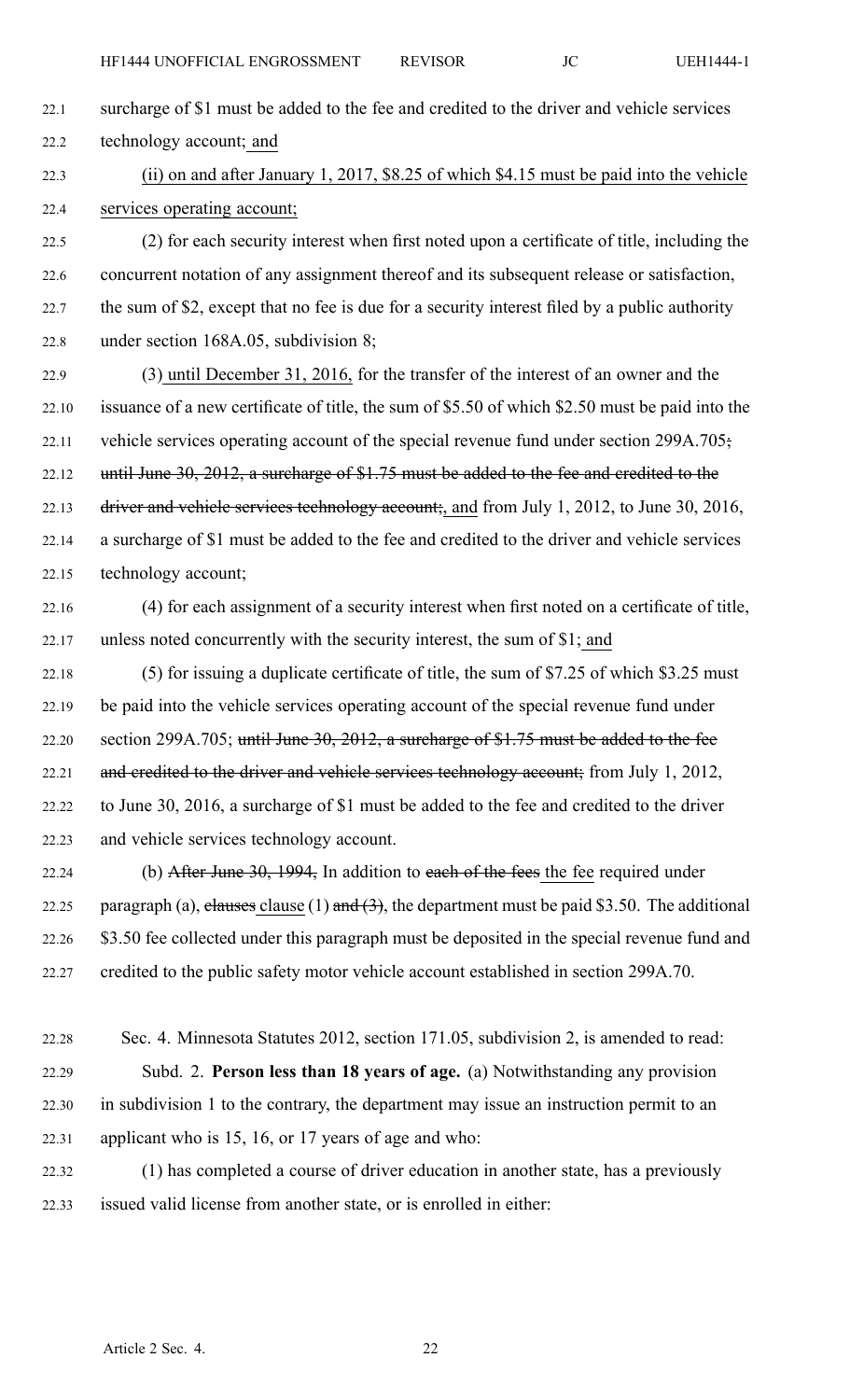surcharge of $1 must be added to the fee and credited to the driver and vehicle services technology account; and

(ii) on and after January 1, 2017, $8.25 of which $4.15 must be paid into the vehicle services operating account;

(2) for each security interest when first noted upon a certificate of title, including the concurrent notation of any assignment thereof and its subsequent release or satisfaction, the sum of $2, except that no fee is due for a security interest filed by a public authority under section 168A.05, subdivision 8;

(3) until December 31, 2016, for the transfer of the interest of an owner and the issuance of a new certificate of title, the sum of $5.50 of which $2.50 must be paid into the vehicle services operating account of the special revenue fund under section 299A.705; until June 30, 2012, a surcharge of $1.75 must be added to the fee and credited to the driver and vehicle services technology account;, and from July 1, 2012, to June 30, 2016, a surcharge of $1 must be added to the fee and credited to the driver and vehicle services technology account;

(4) for each assignment of a security interest when first noted on a certificate of title, unless noted concurrently with the security interest, the sum of $1; and

(5) for issuing a duplicate certificate of title, the sum of $7.25 of which $3.25 must be paid into the vehicle services operating account of the special revenue fund under section 299A.705; until June 30, 2012, a surcharge of $1.75 must be added to the fee and credited to the driver and vehicle services technology account; from July 1, 2012, to June 30, 2016, a surcharge of $1 must be added to the fee and credited to the driver and vehicle services technology account.

(b) After June 30, 1994, In addition to each of the fees the fee required under paragraph (a), clauses clause (1) and (3), the department must be paid $3.50. The additional $3.50 fee collected under this paragraph must be deposited in the special revenue fund and credited to the public safety motor vehicle account established in section 299A.70.

Sec. 4. Minnesota Statutes 2012, section 171.05, subdivision 2, is amended to read:

Subd. 2. **Person less than 18 years of age.** (a) Notwithstanding any provision in subdivision 1 to the contrary, the department may issue an instruction permit to an applicant who is 15, 16, or 17 years of age and who:

(1) has completed a course of driver education in another state, has a previously issued valid license from another state, or is enrolled in either: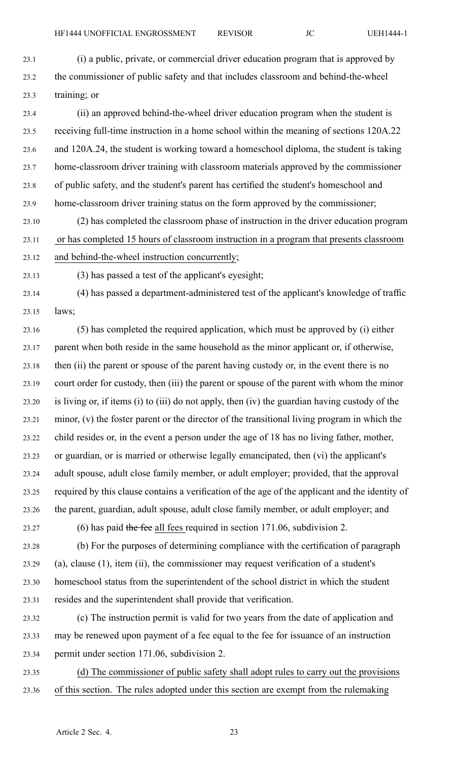(i) a public, private, or commercial driver education program that is approved by the commissioner of public safety and that includes classroom and behind-the-wheel training; or

(ii) an approved behind-the-wheel driver education program when the student is receiving full-time instruction in a home school within the meaning of sections 120A.22 and 120A.24, the student is working toward a homeschool diploma, the student is taking home-classroom driver training with classroom materials approved by the commissioner of public safety, and the student's parent has certified the student's homeschool and home-classroom driver training status on the form approved by the commissioner;

(2) has completed the classroom phase of instruction in the driver education program or has completed 15 hours of classroom instruction in a program that presents classroom and behind-the-wheel instruction concurrently;

(3) has passed a test of the applicant's eyesight;

(4) has passed a department-administered test of the applicant's knowledge of traffic laws;

(5) has completed the required application, which must be approved by (i) either parent when both reside in the same household as the minor applicant or, if otherwise, then (ii) the parent or spouse of the parent having custody or, in the event there is no court order for custody, then (iii) the parent or spouse of the parent with whom the minor is living or, if items (i) to (iii) do not apply, then (iv) the guardian having custody of the minor, (v) the foster parent or the director of the transitional living program in which the child resides or, in the event a person under the age of 18 has no living father, mother, or guardian, or is married or otherwise legally emancipated, then (vi) the applicant's adult spouse, adult close family member, or adult employer; provided, that the approval required by this clause contains a verification of the age of the applicant and the identity of the parent, guardian, adult spouse, adult close family member, or adult employer; and

(6) has paid ~~the fee~~ all fees required in section 171.06, subdivision 2.

(b) For the purposes of determining compliance with the certification of paragraph (a), clause (1), item (ii), the commissioner may request verification of a student's homeschool status from the superintendent of the school district in which the student resides and the superintendent shall provide that verification.

(c) The instruction permit is valid for two years from the date of application and may be renewed upon payment of a fee equal to the fee for issuance of an instruction permit under section 171.06, subdivision 2.

(d) The commissioner of public safety shall adopt rules to carry out the provisions of this section. The rules adopted under this section are exempt from the rulemaking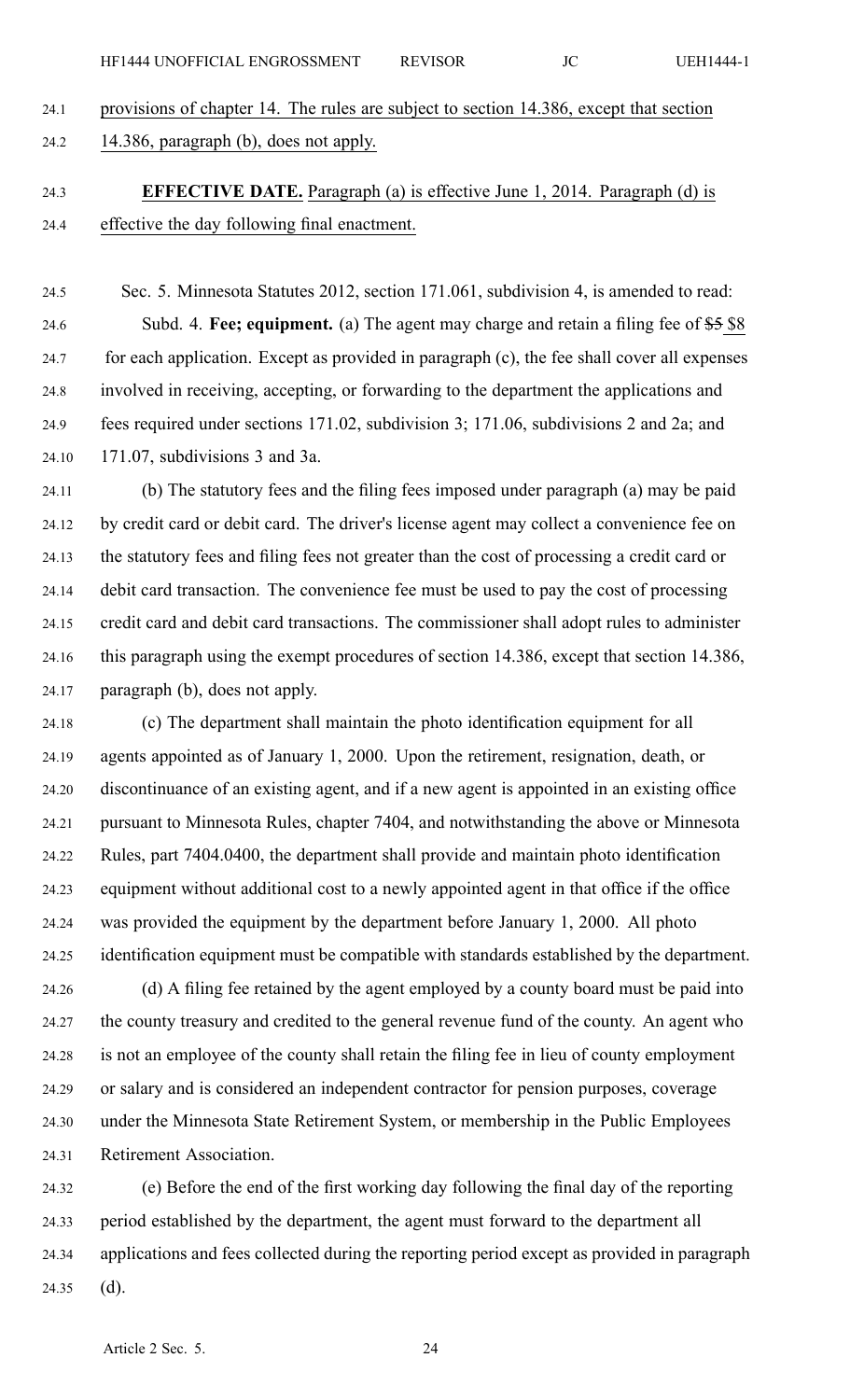provisions of chapter 14. The rules are subject to section 14.386, except that section 14.386, paragraph (b), does not apply.

**EFFECTIVE DATE.** Paragraph (a) is effective June 1, 2014. Paragraph (d) is effective the day following final enactment.

Sec. 5. Minnesota Statutes 2012, section 171.061, subdivision 4, is amended to read:

Subd. 4. **Fee; equipment.** (a) The agent may charge and retain a filing fee of ~~$5~~ $8 for each application. Except as provided in paragraph (c), the fee shall cover all expenses involved in receiving, accepting, or forwarding to the department the applications and fees required under sections 171.02, subdivision 3; 171.06, subdivisions 2 and 2a; and 171.07, subdivisions 3 and 3a.

(b) The statutory fees and the filing fees imposed under paragraph (a) may be paid by credit card or debit card. The driver's license agent may collect a convenience fee on the statutory fees and filing fees not greater than the cost of processing a credit card or debit card transaction. The convenience fee must be used to pay the cost of processing credit card and debit card transactions. The commissioner shall adopt rules to administer this paragraph using the exempt procedures of section 14.386, except that section 14.386, paragraph (b), does not apply.

(c) The department shall maintain the photo identification equipment for all agents appointed as of January 1, 2000. Upon the retirement, resignation, death, or discontinuance of an existing agent, and if a new agent is appointed in an existing office pursuant to Minnesota Rules, chapter 7404, and notwithstanding the above or Minnesota Rules, part 7404.0400, the department shall provide and maintain photo identification equipment without additional cost to a newly appointed agent in that office if the office was provided the equipment by the department before January 1, 2000. All photo identification equipment must be compatible with standards established by the department.

(d) A filing fee retained by the agent employed by a county board must be paid into the county treasury and credited to the general revenue fund of the county. An agent who is not an employee of the county shall retain the filing fee in lieu of county employment or salary and is considered an independent contractor for pension purposes, coverage under the Minnesota State Retirement System, or membership in the Public Employees Retirement Association.

(e) Before the end of the first working day following the final day of the reporting period established by the department, the agent must forward to the department all applications and fees collected during the reporting period except as provided in paragraph (d).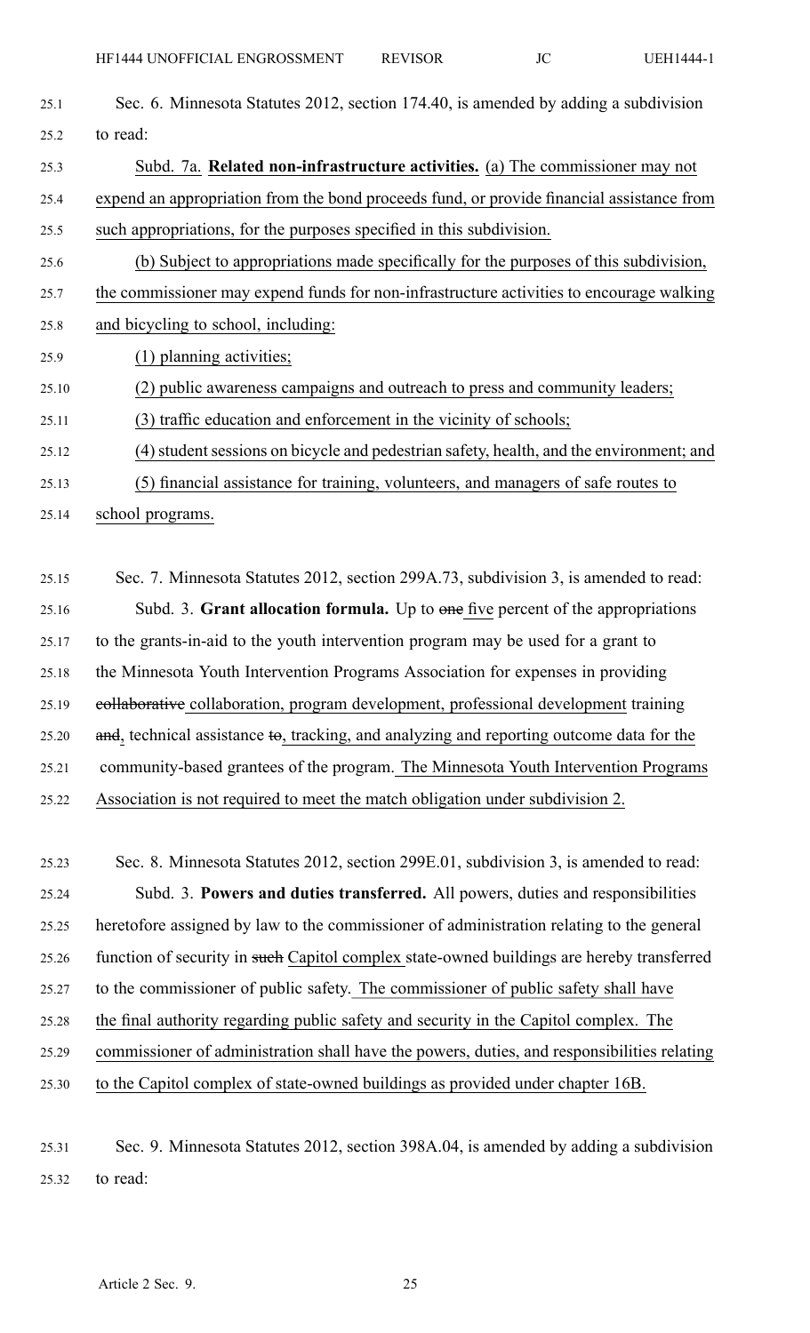Sec. 6. Minnesota Statutes 2012, section 174.40, is amended by adding a subdivision to read:

Subd. 7a. **Related non-infrastructure activities.** (a) The commissioner may not expend an appropriation from the bond proceeds fund, or provide financial assistance from such appropriations, for the purposes specified in this subdivision.

(b) Subject to appropriations made specifically for the purposes of this subdivision, the commissioner may expend funds for non-infrastructure activities to encourage walking and bicycling to school, including:

(1) planning activities;

(2) public awareness campaigns and outreach to press and community leaders;

(3) traffic education and enforcement in the vicinity of schools;

(4) student sessions on bicycle and pedestrian safety, health, and the environment; and

(5) financial assistance for training, volunteers, and managers of safe routes to school programs.

Sec. 7. Minnesota Statutes 2012, section 299A.73, subdivision 3, is amended to read:

Subd. 3. **Grant allocation formula.** Up to ~~one~~ five percent of the appropriations to the grants-in-aid to the youth intervention program may be used for a grant to the Minnesota Youth Intervention Programs Association for expenses in providing ~~collaborative~~ collaboration, program development, professional development training ~~and~~, technical assistance ~~to~~, tracking, and analyzing and reporting outcome data for the community-based grantees of the program. The Minnesota Youth Intervention Programs Association is not required to meet the match obligation under subdivision 2.

Sec. 8. Minnesota Statutes 2012, section 299E.01, subdivision 3, is amended to read:

Subd. 3. **Powers and duties transferred.** All powers, duties and responsibilities heretofore assigned by law to the commissioner of administration relating to the general function of security in ~~such~~ Capitol complex state-owned buildings are hereby transferred to the commissioner of public safety. The commissioner of public safety shall have the final authority regarding public safety and security in the Capitol complex. The commissioner of administration shall have the powers, duties, and responsibilities relating to the Capitol complex of state-owned buildings as provided under chapter 16B.

Sec. 9. Minnesota Statutes 2012, section 398A.04, is amended by adding a subdivision to read: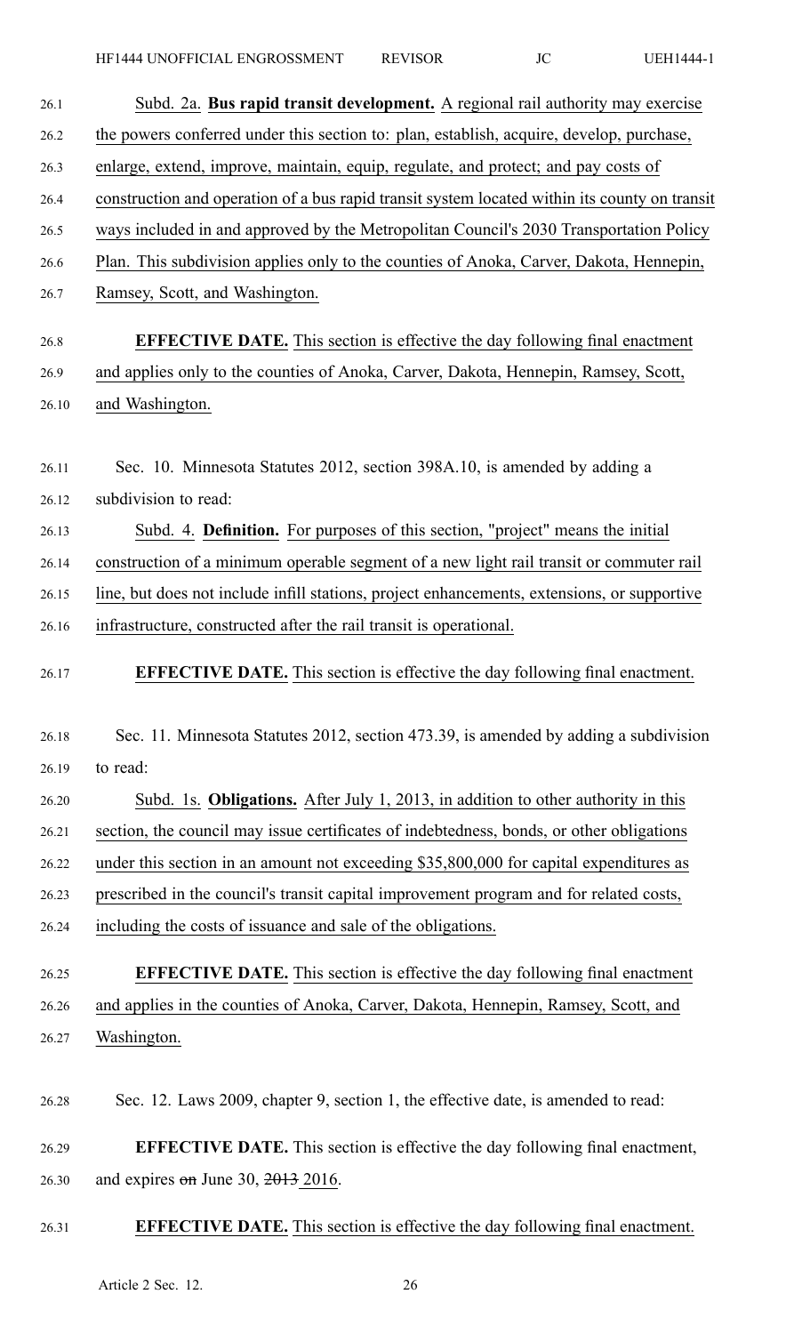Subd. 2a. **Bus rapid transit development.** A regional rail authority may exercise the powers conferred under this section to: plan, establish, acquire, develop, purchase, enlarge, extend, improve, maintain, equip, regulate, and protect; and pay costs of construction and operation of a bus rapid transit system located within its county on transit ways included in and approved by the Metropolitan Council's 2030 Transportation Policy Plan. This subdivision applies only to the counties of Anoka, Carver, Dakota, Hennepin, Ramsey, Scott, and Washington.

**EFFECTIVE DATE.** This section is effective the day following final enactment and applies only to the counties of Anoka, Carver, Dakota, Hennepin, Ramsey, Scott, and Washington.

Sec. 10. Minnesota Statutes 2012, section 398A.10, is amended by adding a subdivision to read:

Subd. 4. **Definition.** For purposes of this section, "project" means the initial construction of a minimum operable segment of a new light rail transit or commuter rail line, but does not include infill stations, project enhancements, extensions, or supportive infrastructure, constructed after the rail transit is operational.

**EFFECTIVE DATE.** This section is effective the day following final enactment.

Sec. 11. Minnesota Statutes 2012, section 473.39, is amended by adding a subdivision to read:

Subd. 1s. **Obligations.** After July 1, 2013, in addition to other authority in this section, the council may issue certificates of indebtedness, bonds, or other obligations under this section in an amount not exceeding $35,800,000 for capital expenditures as prescribed in the council's transit capital improvement program and for related costs, including the costs of issuance and sale of the obligations.

**EFFECTIVE DATE.** This section is effective the day following final enactment and applies in the counties of Anoka, Carver, Dakota, Hennepin, Ramsey, Scott, and Washington.

Sec. 12. Laws 2009, chapter 9, section 1, the effective date, is amended to read:

**EFFECTIVE DATE.** This section is effective the day following final enactment, and expires ~~on~~ June 30, ~~2013~~ 2016.

**EFFECTIVE DATE.** This section is effective the day following final enactment.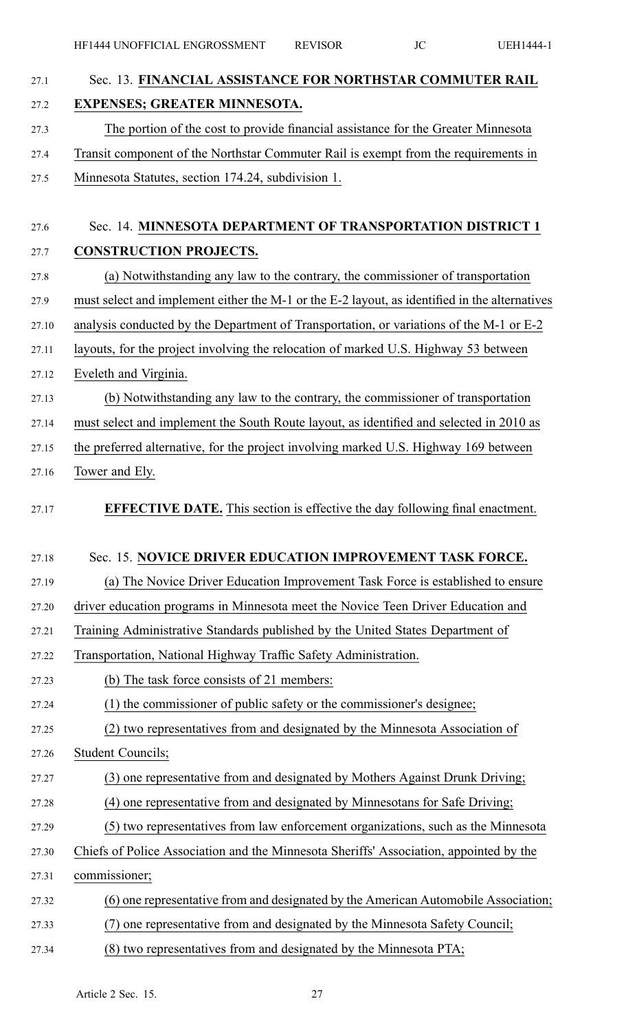## Sec. 13. FINANCIAL ASSISTANCE FOR NORTHSTAR COMMUTER RAIL EXPENSES; GREATER MINNESOTA.

The portion of the cost to provide financial assistance for the Greater Minnesota Transit component of the Northstar Commuter Rail is exempt from the requirements in Minnesota Statutes, section 174.24, subdivision 1.

## Sec. 14. MINNESOTA DEPARTMENT OF TRANSPORTATION DISTRICT 1 CONSTRUCTION PROJECTS.

(a) Notwithstanding any law to the contrary, the commissioner of transportation must select and implement either the M-1 or the E-2 layout, as identified in the alternatives analysis conducted by the Department of Transportation, or variations of the M-1 or E-2 layouts, for the project involving the relocation of marked U.S. Highway 53 between Eveleth and Virginia.

(b) Notwithstanding any law to the contrary, the commissioner of transportation must select and implement the South Route layout, as identified and selected in 2010 as the preferred alternative, for the project involving marked U.S. Highway 169 between Tower and Ely.

**EFFECTIVE DATE.** This section is effective the day following final enactment.

## Sec. 15. NOVICE DRIVER EDUCATION IMPROVEMENT TASK FORCE.

(a) The Novice Driver Education Improvement Task Force is established to ensure driver education programs in Minnesota meet the Novice Teen Driver Education and Training Administrative Standards published by the United States Department of Transportation, National Highway Traffic Safety Administration.

(b) The task force consists of 21 members:

(1) the commissioner of public safety or the commissioner's designee;

(2) two representatives from and designated by the Minnesota Association of Student Councils;

(3) one representative from and designated by Mothers Against Drunk Driving;

(4) one representative from and designated by Minnesotans for Safe Driving;

(5) two representatives from law enforcement organizations, such as the Minnesota Chiefs of Police Association and the Minnesota Sheriffs' Association, appointed by the commissioner;

(6) one representative from and designated by the American Automobile Association;

(7) one representative from and designated by the Minnesota Safety Council;

(8) two representatives from and designated by the Minnesota PTA;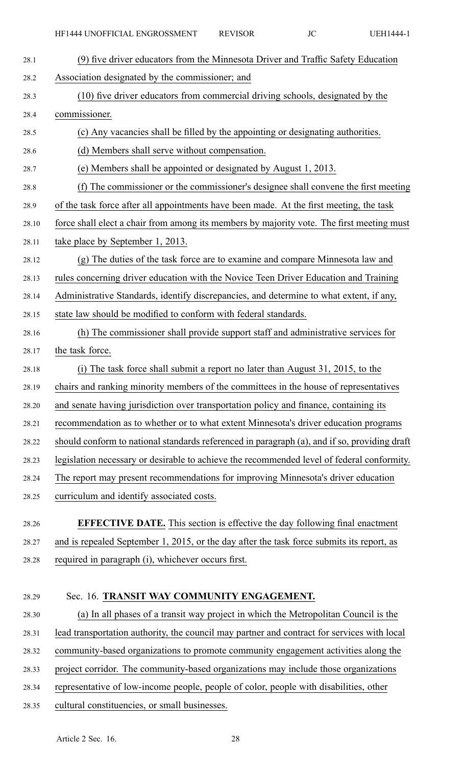(9) five driver educators from the Minnesota Driver and Traffic Safety Education Association designated by the commissioner; and

(10) five driver educators from commercial driving schools, designated by the commissioner.

(c) Any vacancies shall be filled by the appointing or designating authorities.

(d) Members shall serve without compensation.

(e) Members shall be appointed or designated by August 1, 2013.

(f) The commissioner or the commissioner's designee shall convene the first meeting of the task force after all appointments have been made. At the first meeting, the task force shall elect a chair from among its members by majority vote. The first meeting must take place by September 1, 2013.

(g) The duties of the task force are to examine and compare Minnesota law and rules concerning driver education with the Novice Teen Driver Education and Training Administrative Standards, identify discrepancies, and determine to what extent, if any, state law should be modified to conform with federal standards.

(h) The commissioner shall provide support staff and administrative services for the task force.

(i) The task force shall submit a report no later than August 31, 2015, to the chairs and ranking minority members of the committees in the house of representatives and senate having jurisdiction over transportation policy and finance, containing its recommendation as to whether or to what extent Minnesota's driver education programs should conform to national standards referenced in paragraph (a), and if so, providing draft legislation necessary or desirable to achieve the recommended level of federal conformity. The report may present recommendations for improving Minnesota's driver education curriculum and identify associated costs.

**EFFECTIVE DATE.** This section is effective the day following final enactment and is repealed September 1, 2015, or the day after the task force submits its report, as required in paragraph (i), whichever occurs first.

Sec. 16. **TRANSIT WAY COMMUNITY ENGAGEMENT.**

(a) In all phases of a transit way project in which the Metropolitan Council is the lead transportation authority, the council may partner and contract for services with local community-based organizations to promote community engagement activities along the project corridor. The community-based organizations may include those organizations representative of low-income people, people of color, people with disabilities, other cultural constituencies, or small businesses.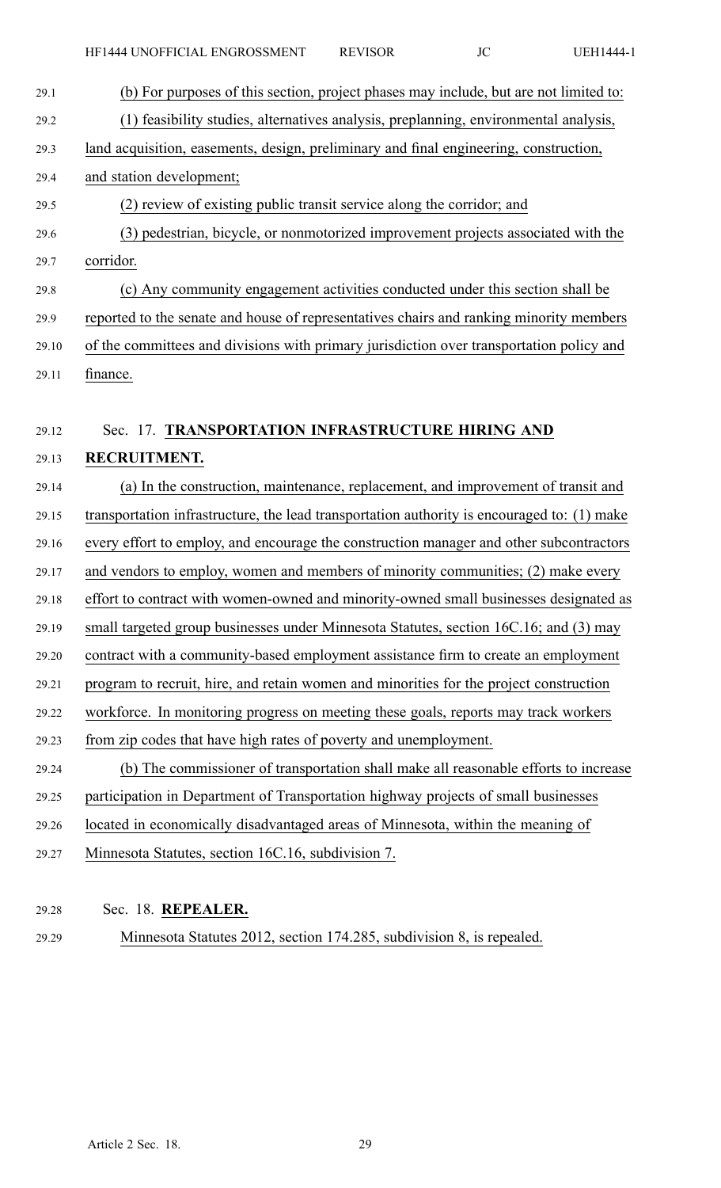(b) For purposes of this section, project phases may include, but are not limited to:

(1) feasibility studies, alternatives analysis, preplanning, environmental analysis, land acquisition, easements, design, preliminary and final engineering, construction, and station development;

(2) review of existing public transit service along the corridor; and

(3) pedestrian, bicycle, or nonmotorized improvement projects associated with the corridor.

(c) Any community engagement activities conducted under this section shall be reported to the senate and house of representatives chairs and ranking minority members of the committees and divisions with primary jurisdiction over transportation policy and finance.

Sec. 17. **TRANSPORTATION INFRASTRUCTURE HIRING AND RECRUITMENT.**

(a) In the construction, maintenance, replacement, and improvement of transit and transportation infrastructure, the lead transportation authority is encouraged to: (1) make every effort to employ, and encourage the construction manager and other subcontractors and vendors to employ, women and members of minority communities; (2) make every effort to contract with women-owned and minority-owned small businesses designated as small targeted group businesses under Minnesota Statutes, section 16C.16; and (3) may contract with a community-based employment assistance firm to create an employment program to recruit, hire, and retain women and minorities for the project construction workforce. In monitoring progress on meeting these goals, reports may track workers from zip codes that have high rates of poverty and unemployment.

(b) The commissioner of transportation shall make all reasonable efforts to increase participation in Department of Transportation highway projects of small businesses located in economically disadvantaged areas of Minnesota, within the meaning of Minnesota Statutes, section 16C.16, subdivision 7.

Sec. 18. **REPEALER.**

Minnesota Statutes 2012, section 174.285, subdivision 8, is repealed.